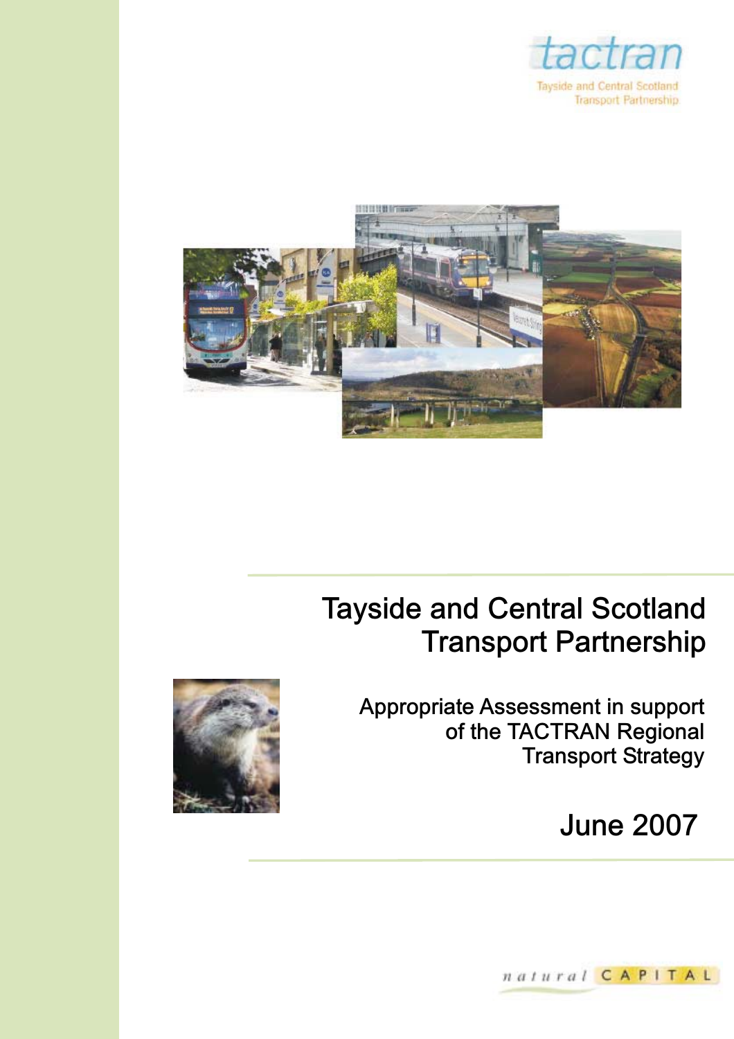tactran

Tayside and Central Scotland Transport Partnership

# Tayside and Central Scotland Transport Partnership

## Appropriate Assessment in support of the TACTRAN Regional Transport Strategy

June 2007

natural CAPITAL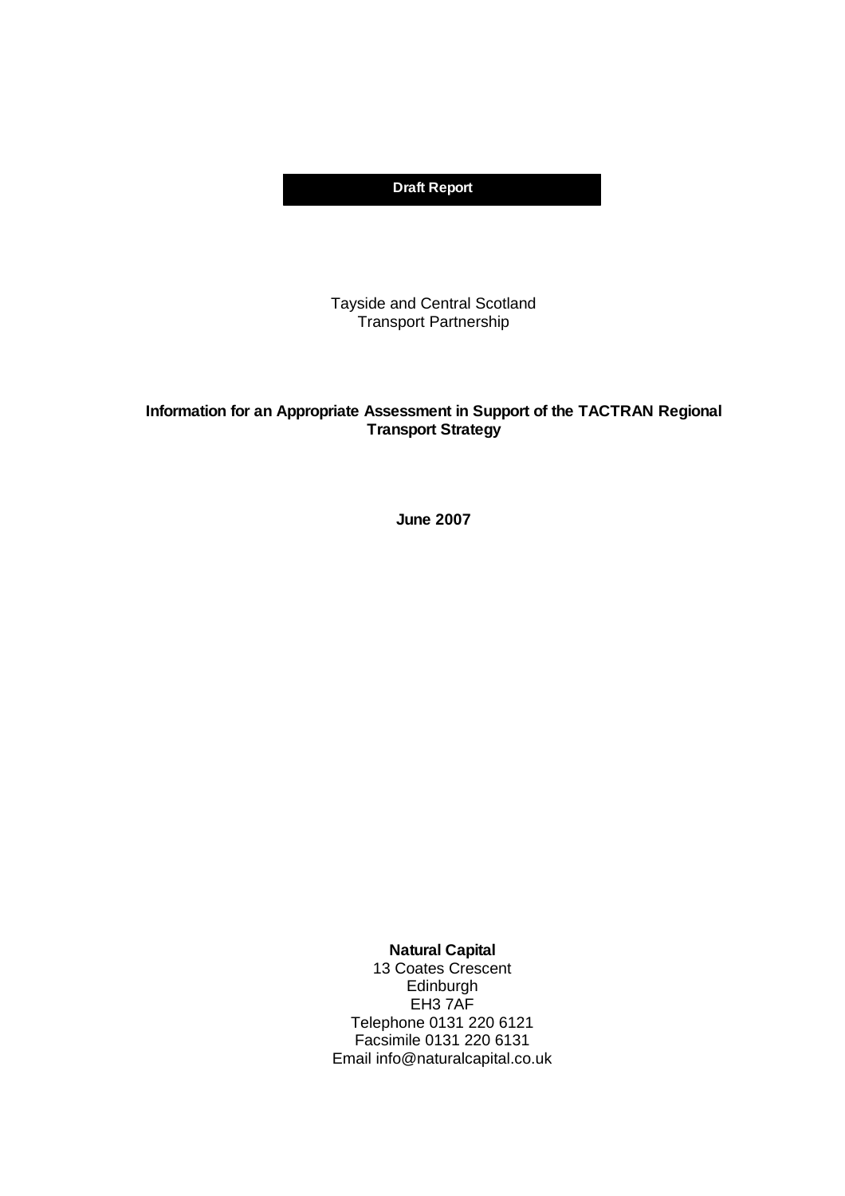**Draft Report**

Tayside and Central Scotland
Transport Partnership

**Information for an Appropriate Assessment in Support of the TACTRAN Regional Transport Strategy**

**June 2007**

**Natural Capital**
13 Coates Crescent
Edinburgh
EH3 7AF
Telephone 0131 220 6121
Facsimile 0131 220 6131
Email info@naturalcapital.co.uk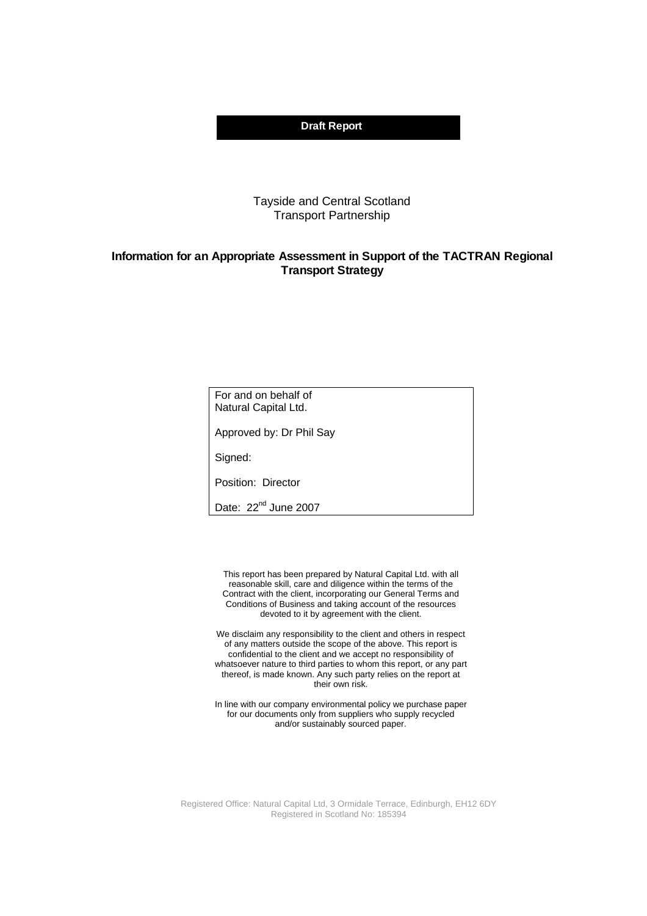**Draft Report**

Tayside and Central Scotland
Transport Partnership

**Information for an Appropriate Assessment in Support of the TACTRAN Regional Transport Strategy**

For and on behalf of
Natural Capital Ltd.

Approved by: Dr Phil Say

Signed:

Position: Director

Date: 22nd June 2007

This report has been prepared by Natural Capital Ltd. with all reasonable skill, care and diligence within the terms of the Contract with the client, incorporating our General Terms and Conditions of Business and taking account of the resources devoted to it by agreement with the client.

We disclaim any responsibility to the client and others in respect of any matters outside the scope of the above. This report is confidential to the client and we accept no responsibility of whatsoever nature to third parties to whom this report, or any part thereof, is made known. Any such party relies on the report at their own risk.

In line with our company environmental policy we purchase paper for our documents only from suppliers who supply recycled and/or sustainably sourced paper.

Registered Office: Natural Capital Ltd, 3 Ormidale Terrace, Edinburgh, EH12 6DY
Registered in Scotland No: 185394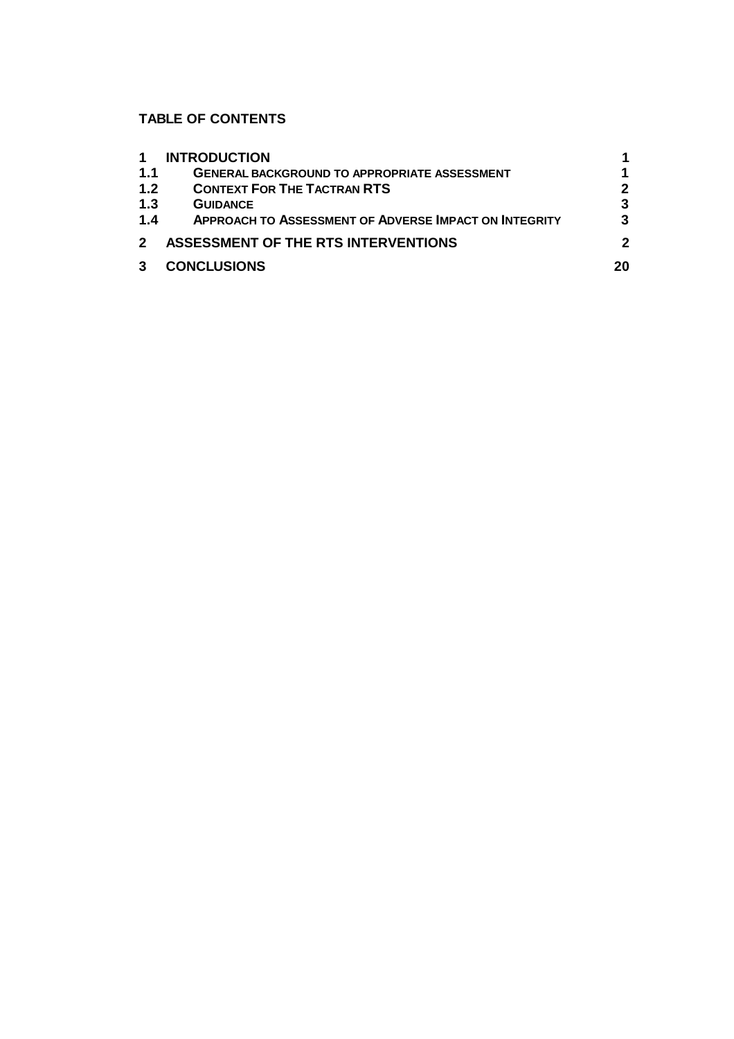**TABLE OF CONTENTS**

| | | |
|---|---|---|
| **1** | **INTRODUCTION** | **1** |
| **1.1** | **GENERAL BACKGROUND TO APPROPRIATE ASSESSMENT** | **1** |
| **1.2** | **CONTEXT FOR THE TACTRAN RTS** | **2** |
| **1.3** | **GUIDANCE** | **3** |
| **1.4** | **APPROACH TO ASSESSMENT OF ADVERSE IMPACT ON INTEGRITY** | **3** |
| **2** | **ASSESSMENT OF THE RTS INTERVENTIONS** | **2** |
| **3** | **CONCLUSIONS** | **20** |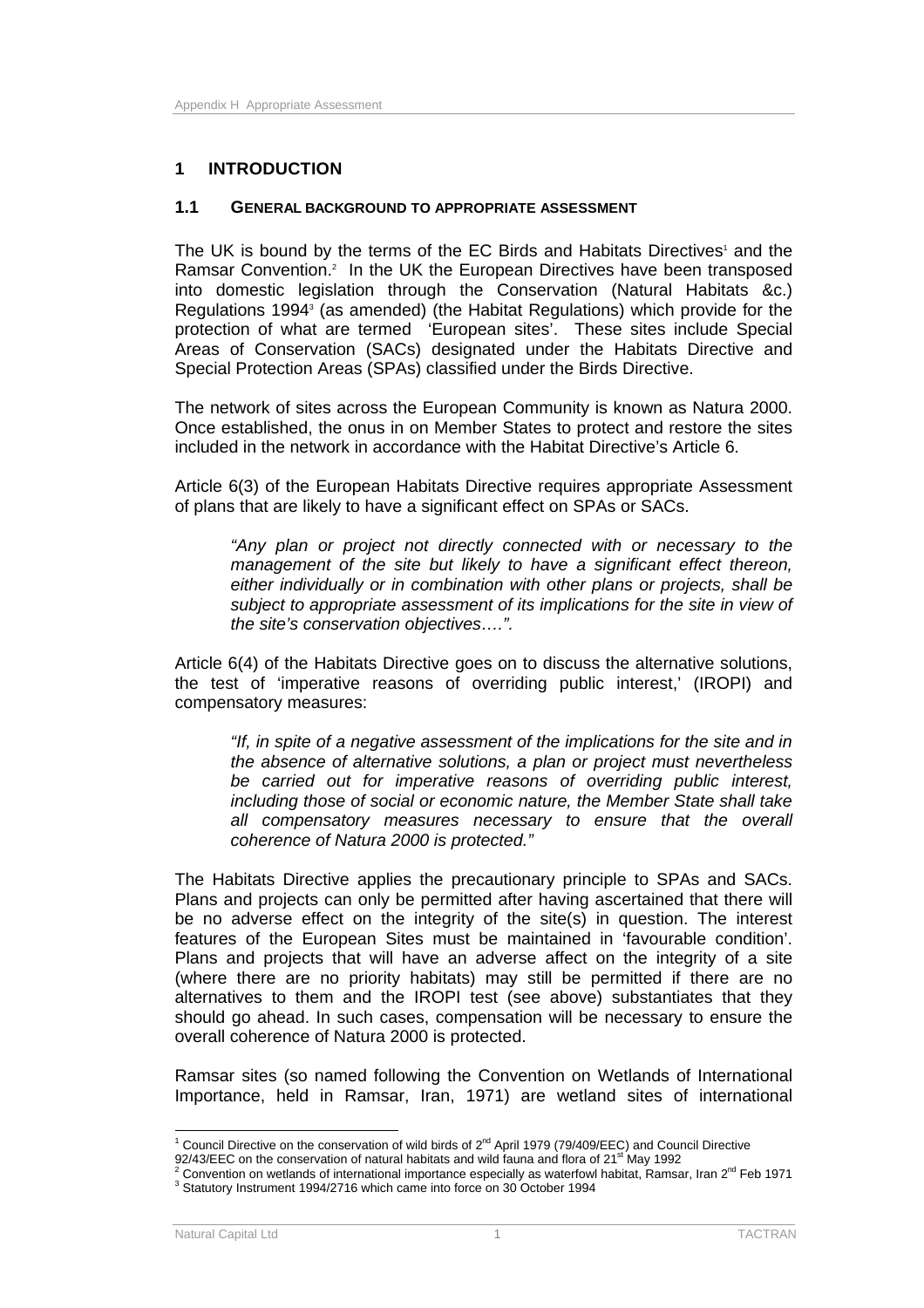# 1 INTRODUCTION

## 1.1 GENERAL BACKGROUND TO APPROPRIATE ASSESSMENT

The UK is bound by the terms of the EC Birds and Habitats Directives[1] and the Ramsar Convention.[2] In the UK the European Directives have been transposed into domestic legislation through the Conservation (Natural Habitats &c.) Regulations 1994[3] (as amended) (the Habitat Regulations) which provide for the protection of what are termed 'European sites'. These sites include Special Areas of Conservation (SACs) designated under the Habitats Directive and Special Protection Areas (SPAs) classified under the Birds Directive.

The network of sites across the European Community is known as Natura 2000. Once established, the onus in on Member States to protect and restore the sites included in the network in accordance with the Habitat Directive's Article 6.

Article 6(3) of the European Habitats Directive requires appropriate Assessment of plans that are likely to have a significant effect on SPAs or SACs.

> *"Any plan or project not directly connected with or necessary to the management of the site but likely to have a significant effect thereon, either individually or in combination with other plans or projects, shall be subject to appropriate assessment of its implications for the site in view of the site's conservation objectives….".*

Article 6(4) of the Habitats Directive goes on to discuss the alternative solutions, the test of 'imperative reasons of overriding public interest,' (IROPI) and compensatory measures:

> *"If, in spite of a negative assessment of the implications for the site and in the absence of alternative solutions, a plan or project must nevertheless be carried out for imperative reasons of overriding public interest, including those of social or economic nature, the Member State shall take all compensatory measures necessary to ensure that the overall coherence of Natura 2000 is protected."*

The Habitats Directive applies the precautionary principle to SPAs and SACs. Plans and projects can only be permitted after having ascertained that there will be no adverse effect on the integrity of the site(s) in question. The interest features of the European Sites must be maintained in 'favourable condition'. Plans and projects that will have an adverse affect on the integrity of a site (where there are no priority habitats) may still be permitted if there are no alternatives to them and the IROPI test (see above) substantiates that they should go ahead. In such cases, compensation will be necessary to ensure the overall coherence of Natura 2000 is protected.

Ramsar sites (so named following the Convention on Wetlands of International Importance, held in Ramsar, Iran, 1971) are wetland sites of international

---

[1] Council Directive on the conservation of wild birds of 2nd April 1979 (79/409/EEC) and Council Directive 92/43/EEC on the conservation of natural habitats and wild fauna and flora of 21st May 1992

[2] Convention on wetlands of international importance especially as waterfowl habitat, Ramsar, Iran 2nd Feb 1971

[3] Statutory Instrument 1994/2716 which came into force on 30 October 1994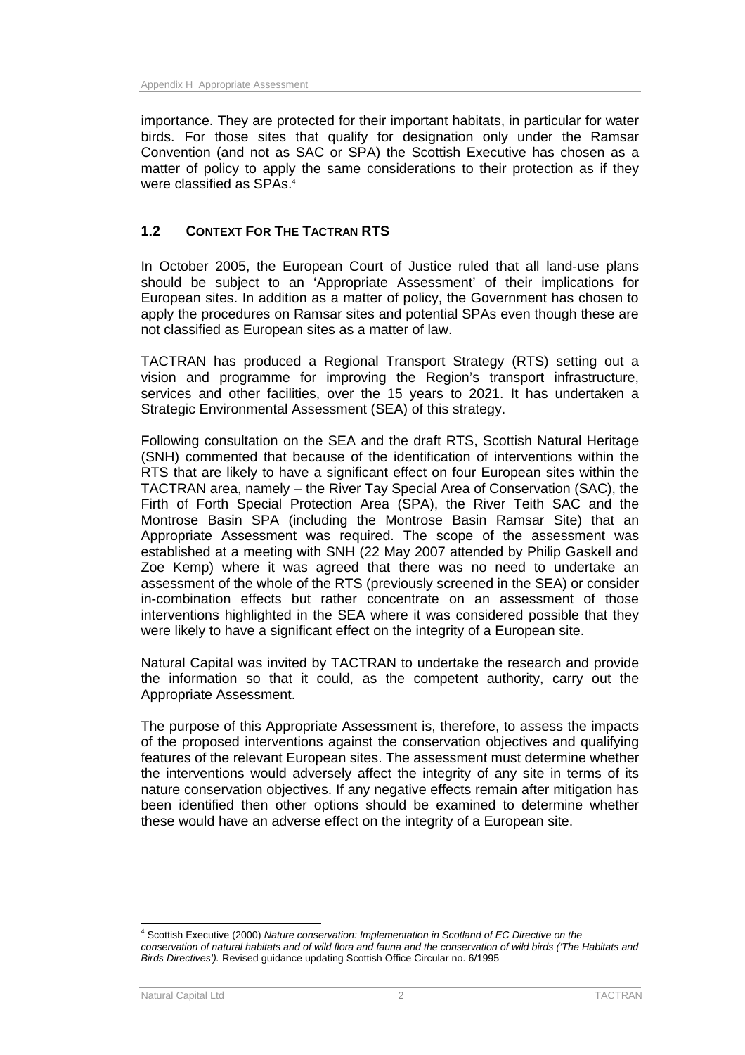importance. They are protected for their important habitats, in particular for water birds. For those sites that qualify for designation only under the Ramsar Convention (and not as SAC or SPA) the Scottish Executive has chosen as a matter of policy to apply the same considerations to their protection as if they were classified as SPAs.[4]

### 1.2 CONTEXT FOR THE TACTRAN RTS

In October 2005, the European Court of Justice ruled that all land-use plans should be subject to an 'Appropriate Assessment' of their implications for European sites. In addition as a matter of policy, the Government has chosen to apply the procedures on Ramsar sites and potential SPAs even though these are not classified as European sites as a matter of law.

TACTRAN has produced a Regional Transport Strategy (RTS) setting out a vision and programme for improving the Region's transport infrastructure, services and other facilities, over the 15 years to 2021. It has undertaken a Strategic Environmental Assessment (SEA) of this strategy.

Following consultation on the SEA and the draft RTS, Scottish Natural Heritage (SNH) commented that because of the identification of interventions within the RTS that are likely to have a significant effect on four European sites within the TACTRAN area, namely – the River Tay Special Area of Conservation (SAC), the Firth of Forth Special Protection Area (SPA), the River Teith SAC and the Montrose Basin SPA (including the Montrose Basin Ramsar Site) that an Appropriate Assessment was required. The scope of the assessment was established at a meeting with SNH (22 May 2007 attended by Philip Gaskell and Zoe Kemp) where it was agreed that there was no need to undertake an assessment of the whole of the RTS (previously screened in the SEA) or consider in-combination effects but rather concentrate on an assessment of those interventions highlighted in the SEA where it was considered possible that they were likely to have a significant effect on the integrity of a European site.

Natural Capital was invited by TACTRAN to undertake the research and provide the information so that it could, as the competent authority, carry out the Appropriate Assessment.

The purpose of this Appropriate Assessment is, therefore, to assess the impacts of the proposed interventions against the conservation objectives and qualifying features of the relevant European sites. The assessment must determine whether the interventions would adversely affect the integrity of any site in terms of its nature conservation objectives. If any negative effects remain after mitigation has been identified then other options should be examined to determine whether these would have an adverse effect on the integrity of a European site.

---

[4] Scottish Executive (2000) *Nature conservation: Implementation in Scotland of EC Directive on the conservation of natural habitats and of wild flora and fauna and the conservation of wild birds ('The Habitats and Birds Directives').* Revised guidance updating Scottish Office Circular no. 6/1995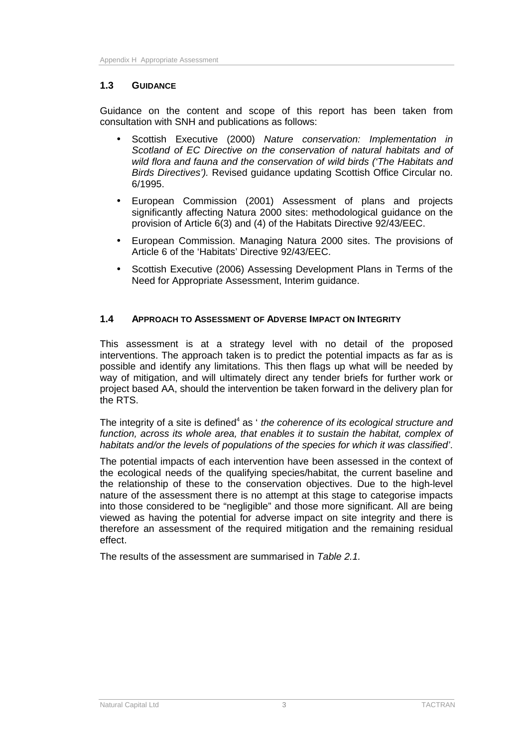## 1.3 GUIDANCE

Guidance on the content and scope of this report has been taken from consultation with SNH and publications as follows:

- Scottish Executive (2000) *Nature conservation: Implementation in Scotland of EC Directive on the conservation of natural habitats and of wild flora and fauna and the conservation of wild birds ('The Habitats and Birds Directives').* Revised guidance updating Scottish Office Circular no. 6/1995.
- European Commission (2001) Assessment of plans and projects significantly affecting Natura 2000 sites: methodological guidance on the provision of Article 6(3) and (4) of the Habitats Directive 92/43/EEC.
- European Commission. Managing Natura 2000 sites. The provisions of Article 6 of the 'Habitats' Directive 92/43/EEC.
- Scottish Executive (2006) Assessing Development Plans in Terms of the Need for Appropriate Assessment, Interim guidance.

## 1.4 APPROACH TO ASSESSMENT OF ADVERSE IMPACT ON INTEGRITY

This assessment is at a strategy level with no detail of the proposed interventions. The approach taken is to predict the potential impacts as far as is possible and identify any limitations. This then flags up what will be needed by way of mitigation, and will ultimately direct any tender briefs for further work or project based AA, should the intervention be taken forward in the delivery plan for the RTS.

The integrity of a site is defined[4] as ' *the coherence of its ecological structure and function, across its whole area, that enables it to sustain the habitat, complex of habitats and/or the levels of populations of the species for which it was classified'*.

The potential impacts of each intervention have been assessed in the context of the ecological needs of the qualifying species/habitat, the current baseline and the relationship of these to the conservation objectives. Due to the high-level nature of the assessment there is no attempt at this stage to categorise impacts into those considered to be "negligible" and those more significant. All are being viewed as having the potential for adverse impact on site integrity and there is therefore an assessment of the required mitigation and the remaining residual effect.

The results of the assessment are summarised in *Table 2.1.*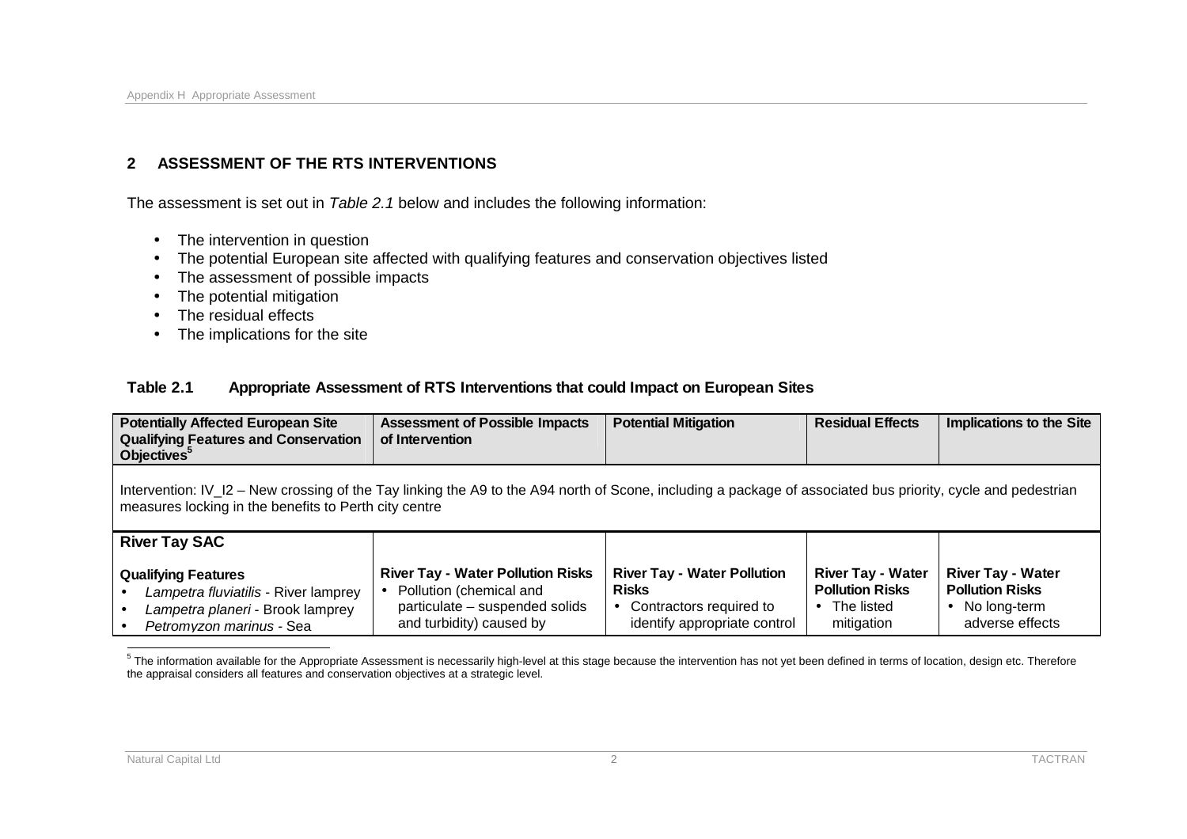## 2 ASSESSMENT OF THE RTS INTERVENTIONS

The assessment is set out in *Table 2.1* below and includes the following information:

- The intervention in question
- The potential European site affected with qualifying features and conservation objectives listed
- The assessment of possible impacts
- The potential mitigation
- The residual effects
- The implications for the site

**Table 2.1 Appropriate Assessment of RTS Interventions that could Impact on European Sites**

| Potentially Affected European Site Qualifying Features and Conservation Objectives[5] | Assessment of Possible Impacts of Intervention | Potential Mitigation | Residual Effects | Implications to the Site |
|---|---|---|---|---|
| Intervention: IV_I2 – New crossing of the Tay linking the A9 to the A94 north of Scone, including a package of associated bus priority, cycle and pedestrian measures locking in the benefits to Perth city centre | | | | |
| **River Tay SAC**<br><br>**Qualifying Features**<br>• *Lampetra fluviatilis* - River lamprey<br>• *Lampetra planeri* - Brook lamprey<br>• *Petromyzon marinus* - Sea | **River Tay - Water Pollution Risks**<br>• Pollution (chemical and particulate – suspended solids and turbidity) caused by | **River Tay - Water Pollution Risks**<br>• Contractors required to identify appropriate control | **River Tay - Water Pollution Risks**<br>• The listed mitigation | **River Tay - Water Pollution Risks**<br>• No long-term adverse effects |

[5] The information available for the Appropriate Assessment is necessarily high-level at this stage because the intervention has not yet been defined in terms of location, design etc. Therefore the appraisal considers all features and conservation objectives at a strategic level.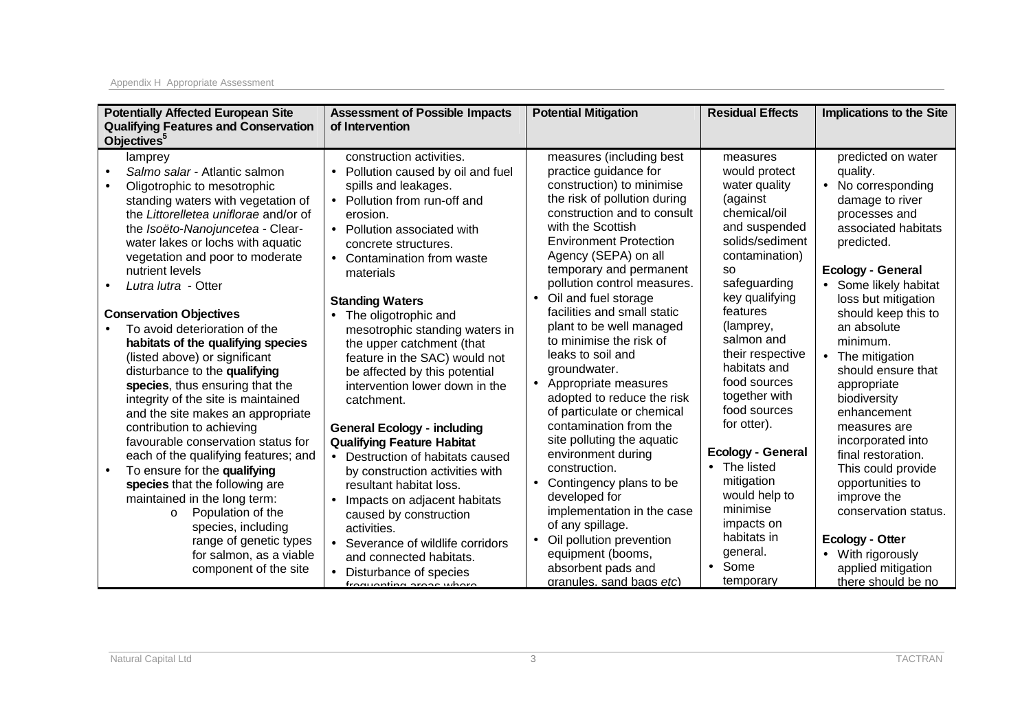| Potentially Affected European Site Qualifying Features and Conservation Objectives[5] | Assessment of Possible Impacts of Intervention | Potential Mitigation | Residual Effects | Implications to the Site |
|---|---|---|---|---|
| lamprey<br>• *Salmo salar* - Atlantic salmon<br>• Oligotrophic to mesotrophic standing waters with vegetation of the *Littorelletea uniflorae* and/or of the *Isoëto-Nanojuncetea* - Clear-water lakes or lochs with aquatic vegetation and poor to moderate nutrient levels<br>• *Lutra lutra* - Otter<br><br>**Conservation Objectives**<br>• To avoid deterioration of the **habitats of the qualifying species** (listed above) or significant disturbance to the **qualifying species**, thus ensuring that the integrity of the site is maintained and the site makes an appropriate contribution to achieving favourable conservation status for each of the qualifying features; and<br>• To ensure for the **qualifying species** that the following are maintained in the long term:<br>o Population of the species, including range of genetic types for salmon, as a viable component of the site | construction activities.<br>• Pollution caused by oil and fuel spills and leakages.<br>• Pollution from run-off and erosion.<br>• Pollution associated with concrete structures.<br>• Contamination from waste materials<br><br>**Standing Waters**<br>• The oligotrophic and mesotrophic standing waters in the upper catchment (that feature in the SAC) would not be affected by this potential intervention lower down in the catchment.<br><br>**General Ecology - including Qualifying Feature Habitat**<br>• Destruction of habitats caused by construction activities with resultant habitat loss.<br>• Impacts on adjacent habitats caused by construction activities.<br>• Severance of wildlife corridors and connected habitats.<br>• Disturbance of species frequenting areas where | measures (including best practice guidance for construction) to minimise the risk of pollution during construction and to consult with the Scottish Environment Protection Agency (SEPA) on all temporary and permanent pollution control measures.<br>• Oil and fuel storage facilities and small static plant to be well managed to minimise the risk of leaks to soil and groundwater.<br>• Appropriate measures adopted to reduce the risk of particulate or chemical contamination from the site polluting the aquatic environment during construction.<br>• Contingency plans to be developed for implementation in the case of any spillage.<br>• Oil pollution prevention equipment (booms, absorbent pads and granules, sand bags *etc*) | measures would protect water quality (against chemical/oil and suspended solids/sediment contamination) so safeguarding key qualifying features (lamprey, salmon and their respective habitats and food sources together with food sources for otter).<br><br>**Ecology - General**<br>• The listed mitigation would help to minimise impacts on habitats in general.<br>• Some temporary | predicted on water quality.<br>• No corresponding damage to river processes and associated habitats predicted.<br><br>**Ecology - General**<br>• Some likely habitat loss but mitigation should keep this to an absolute minimum.<br>• The mitigation should ensure that appropriate biodiversity enhancement measures are incorporated into final restoration. This could provide opportunities to improve the conservation status.<br><br>**Ecology - Otter**<br>• With rigorously applied mitigation there should be no |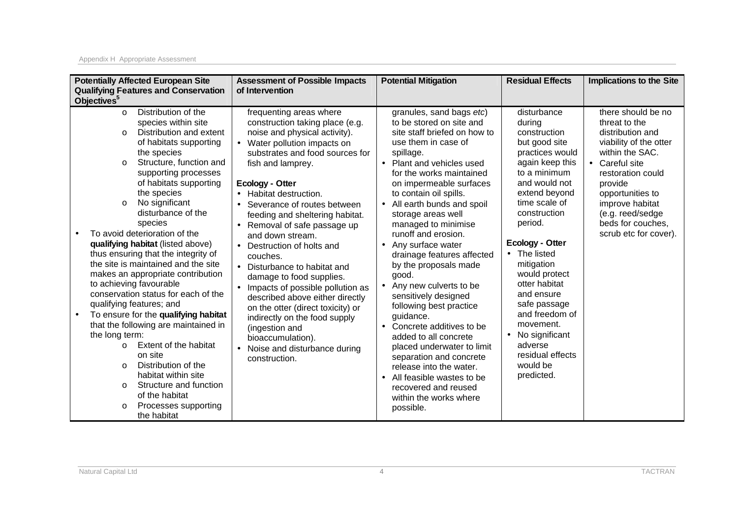| Potentially Affected European Site Qualifying Features and Conservation Objectives[5] | Assessment of Possible Impacts of Intervention | Potential Mitigation | Residual Effects | Implications to the Site |
|---|---|---|---|---|
| o Distribution of the species within site<br>o Distribution and extent of habitats supporting the species<br>o Structure, function and supporting processes of habitats supporting the species<br>o No significant disturbance of the species<br>• To avoid deterioration of the **qualifying habitat** (listed above) thus ensuring that the integrity of the site is maintained and the site makes an appropriate contribution to achieving favourable conservation status for each of the qualifying features; and<br>• To ensure for the **qualifying habitat** that the following are maintained in the long term:<br>o Extent of the habitat on site<br>o Distribution of the habitat within site<br>o Structure and function of the habitat<br>o Processes supporting the habitat | frequenting areas where construction taking place (e.g. noise and physical activity).<br>• Water pollution impacts on substrates and food sources for fish and lamprey.<br><br>**Ecology - Otter**<br>• Habitat destruction.<br>• Severance of routes between feeding and sheltering habitat.<br>• Removal of safe passage up and down stream.<br>• Destruction of holts and couches.<br>• Disturbance to habitat and damage to food supplies.<br>• Impacts of possible pollution as described above either directly on the otter (direct toxicity) or indirectly on the food supply (ingestion and bioaccumulation).<br>• Noise and disturbance during construction. | granules, sand bags *etc*) to be stored on site and site staff briefed on how to use them in case of spillage.<br>• Plant and vehicles used for the works maintained on impermeable surfaces to contain oil spills.<br>• All earth bunds and spoil storage areas well managed to minimise runoff and erosion.<br>• Any surface water drainage features affected by the proposals made good.<br>• Any new culverts to be sensitively designed following best practice guidance.<br>• Concrete additives to be added to all concrete placed underwater to limit separation and concrete release into the water.<br>• All feasible wastes to be recovered and reused within the works where possible. | disturbance during construction but good site practices would again keep this to a minimum and would not extend beyond time scale of construction period.<br><br>**Ecology - Otter**<br>• The listed mitigation would protect otter habitat and ensure safe passage and freedom of movement.<br>• No significant adverse residual effects would be predicted. | there should be no threat to the distribution and viability of the otter within the SAC.<br>• Careful site restoration could provide opportunities to improve habitat (e.g. reed/sedge beds for couches, scrub etc for cover). |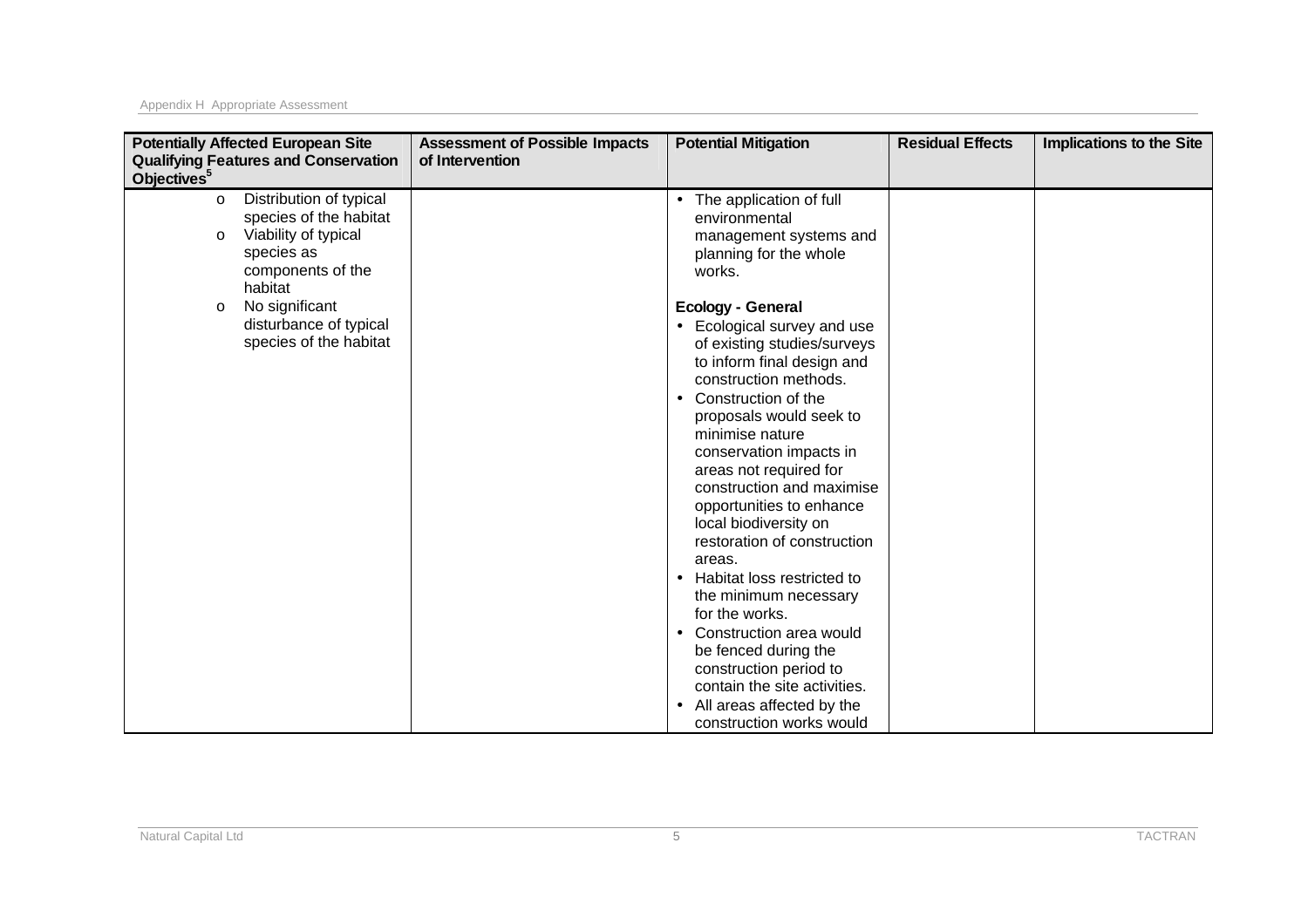| Potentially Affected European Site Qualifying Features and Conservation Objectives[5] | Assessment of Possible Impacts of Intervention | Potential Mitigation | Residual Effects | Implications to the Site |
|---|---|---|---|---|
| o Distribution of typical species of the habitat<br>o Viability of typical species as components of the habitat<br>o No significant disturbance of typical species of the habitat | | • The application of full environmental management systems and planning for the whole works.<br><br>**Ecology - General**<br>• Ecological survey and use of existing studies/surveys to inform final design and construction methods.<br>• Construction of the proposals would seek to minimise nature conservation impacts in areas not required for construction and maximise opportunities to enhance local biodiversity on restoration of construction areas.<br>• Habitat loss restricted to the minimum necessary for the works.<br>• Construction area would be fenced during the construction period to contain the site activities.<br>• All areas affected by the construction works would | | |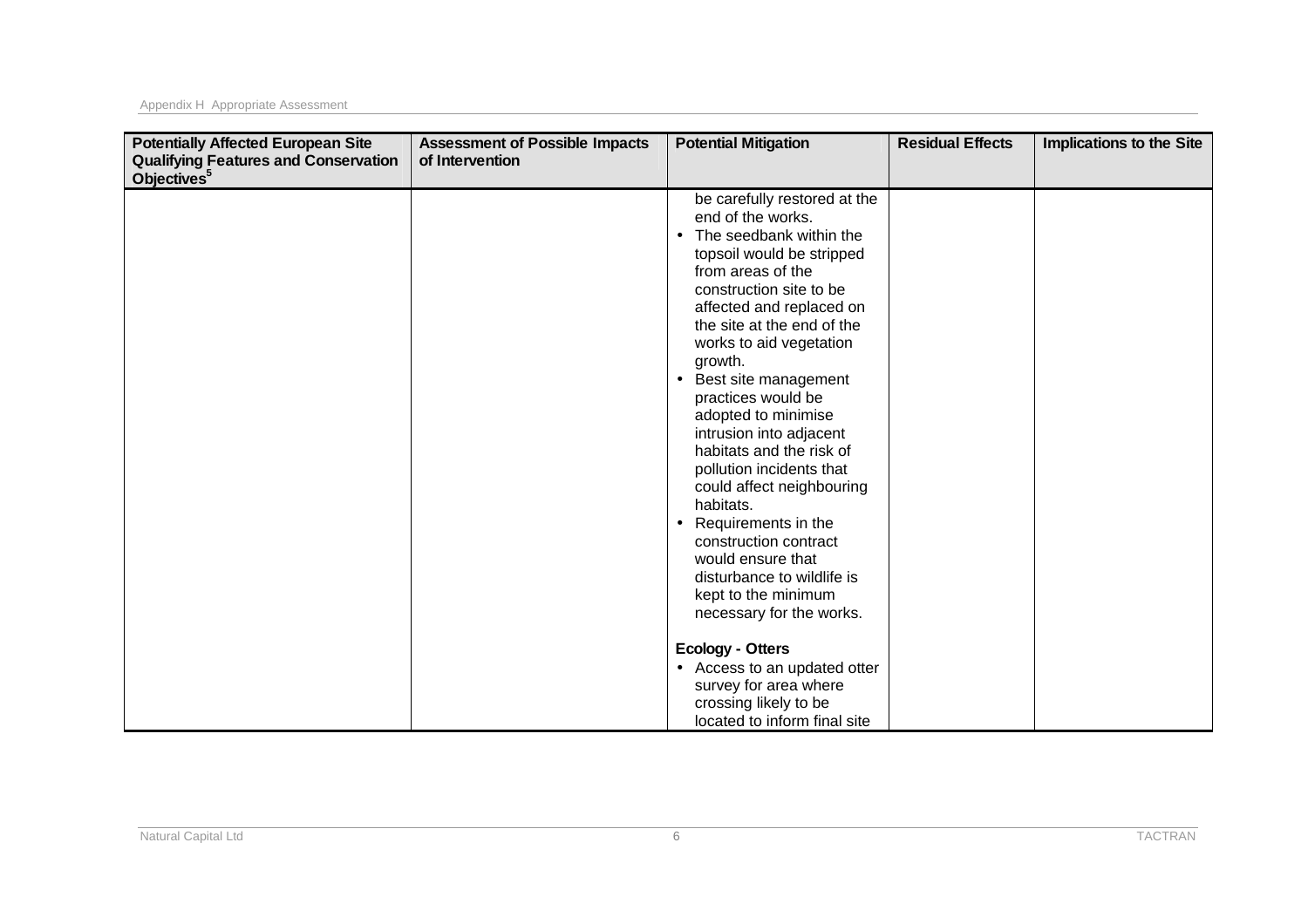| Potentially Affected European Site Qualifying Features and Conservation Objectives[5] | Assessment of Possible Impacts of Intervention | Potential Mitigation | Residual Effects | Implications to the Site |
|---|---|---|---|---|
| | | be carefully restored at the end of the works.<br>• The seedbank within the topsoil would be stripped from areas of the construction site to be affected and replaced on the site at the end of the works to aid vegetation growth.<br>• Best site management practices would be adopted to minimise intrusion into adjacent habitats and the risk of pollution incidents that could affect neighbouring habitats.<br>• Requirements in the construction contract would ensure that disturbance to wildlife is kept to the minimum necessary for the works.<br><br>**Ecology - Otters**<br>• Access to an updated otter survey for area where crossing likely to be located to inform final site | | |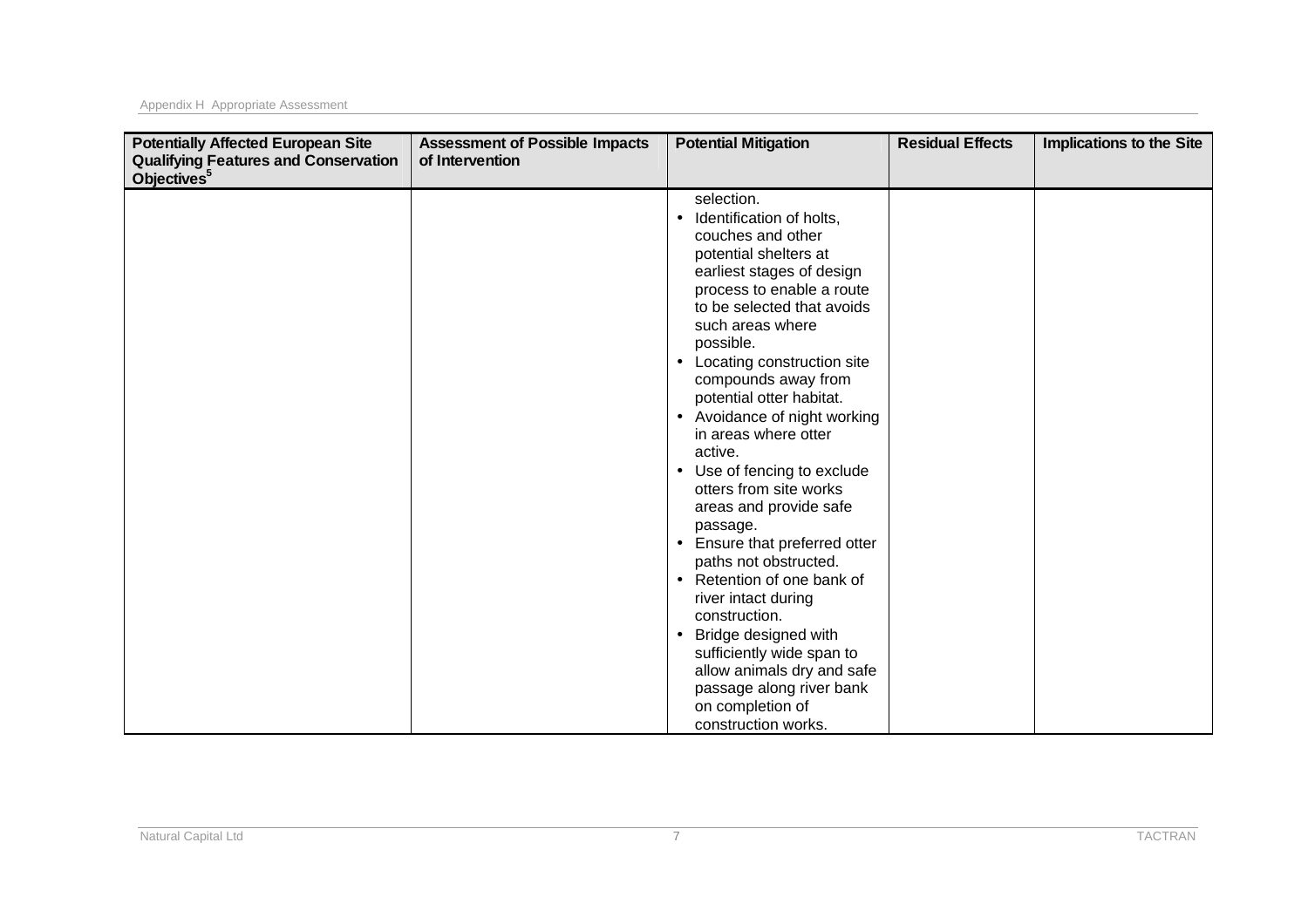| Potentially Affected European Site Qualifying Features and Conservation Objectives[5] | Assessment of Possible Impacts of Intervention | Potential Mitigation | Residual Effects | Implications to the Site |
|---|---|---|---|---|
| | | selection.<br>• Identification of holts, couches and other potential shelters at earliest stages of design process to enable a route to be selected that avoids such areas where possible.<br>• Locating construction site compounds away from potential otter habitat.<br>• Avoidance of night working in areas where otter active.<br>• Use of fencing to exclude otters from site works areas and provide safe passage.<br>• Ensure that preferred otter paths not obstructed.<br>• Retention of one bank of river intact during construction.<br>• Bridge designed with sufficiently wide span to allow animals dry and safe passage along river bank on completion of construction works. | | |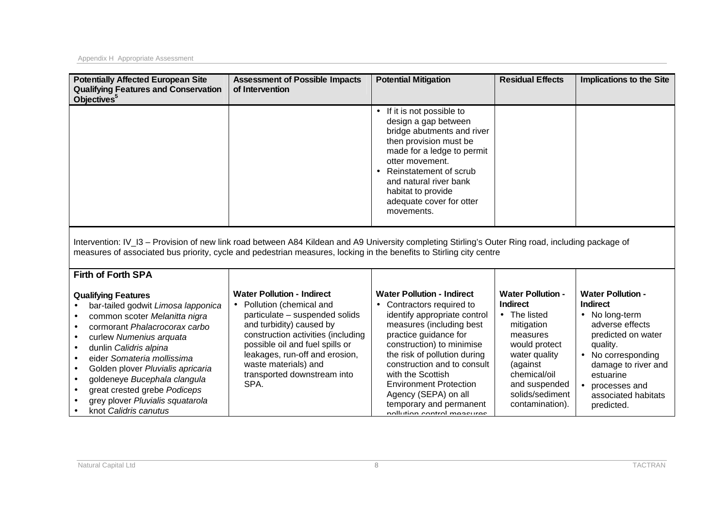| Potentially Affected European Site Qualifying Features and Conservation Objectives[5] | Assessment of Possible Impacts of Intervention | Potential Mitigation | Residual Effects | Implications to the Site |
|---|---|---|---|---|
| | | • If it is not possible to design a gap between bridge abutments and river then provision must be made for a ledge to permit otter movement.<br>• Reinstatement of scrub and natural river bank habitat to provide adequate cover for otter movements. | | |
| Intervention: IV_I3 – Provision of new link road between A84 Kildean and A9 University completing Stirling's Outer Ring road, including package of measures of associated bus priority, cycle and pedestrian measures, locking in the benefits to Stirling city centre | | | | |
| **Firth of Forth SPA**<br><br>**Qualifying Features**<br>• bar-tailed godwit *Limosa lapponica*<br>• common scoter *Melanitta nigra*<br>• cormorant *Phalacrocorax carbo*<br>• curlew *Numenius arquata*<br>• dunlin *Calidris alpina*<br>• eider *Somateria mollissima*<br>• Golden plover *Pluvialis apricaria*<br>• goldeneye *Bucephala clangula*<br>• great crested grebe *Podiceps*<br>• grey plover *Pluvialis squatarola*<br>• knot *Calidris canutus* | **Water Pollution - Indirect**<br>• Pollution (chemical and particulate – suspended solids and turbidity) caused by construction activities (including possible oil and fuel spills or leakages, run-off and erosion, waste materials) and transported downstream into SPA. | **Water Pollution - Indirect**<br>• Contractors required to identify appropriate control measures (including best practice guidance for construction) to minimise the risk of pollution during construction and to consult with the Scottish Environment Protection Agency (SEPA) on all temporary and permanent pollution control measures | **Water Pollution - Indirect**<br>• The listed mitigation measures would protect water quality (against chemical/oil and suspended solids/sediment contamination). | **Water Pollution - Indirect**<br>• No long-term adverse effects predicted on water quality.<br>• No corresponding damage to river and estuarine<br>• processes and associated habitats predicted. |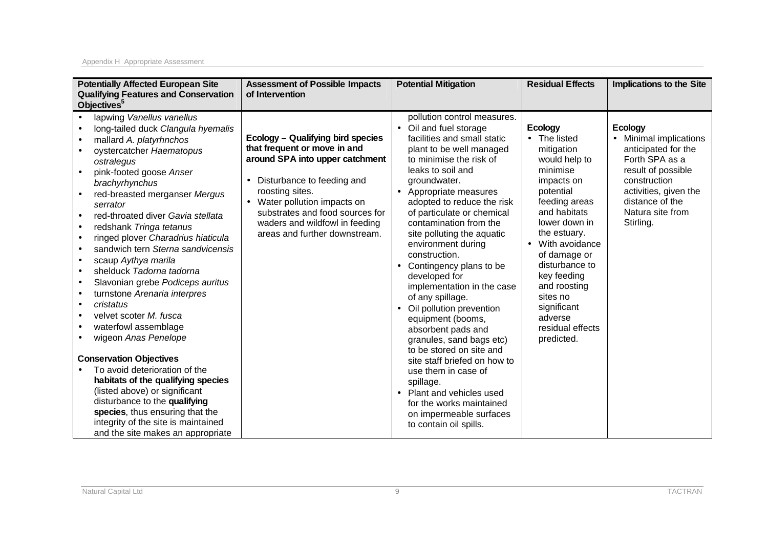| Potentially Affected European Site Qualifying Features and Conservation Objectives[5] | Assessment of Possible Impacts of Intervention | Potential Mitigation | Residual Effects | Implications to the Site |
|---|---|---|---|---|
| • lapwing *Vanellus vanellus*<br>• long-tailed duck *Clangula hyemalis*<br>• mallard *A. platyrhnchos*<br>• oystercatcher *Haematopus ostralegus*<br>• pink-footed goose *Anser brachyrhynchus*<br>• red-breasted merganser *Mergus serrator*<br>• red-throated diver *Gavia stellata*<br>• redshank *Tringa tetanus*<br>• ringed plover *Charadrius hiaticula*<br>• sandwich tern *Sterna sandvicensis*<br>• scaup *Aythya marila*<br>• shelduck *Tadorna tadorna*<br>• Slavonian grebe *Podiceps auritus*<br>• turnstone *Arenaria interpres*<br>• *cristatus*<br>• velvet scoter *M. fusca*<br>• waterfowl assemblage<br>• wigeon *Anas Penelope*<br><br>**Conservation Objectives**<br>• To avoid deterioration of the **habitats of the qualifying species** (listed above) or significant disturbance to the **qualifying species**, thus ensuring that the integrity of the site is maintained and the site makes an appropriate | **Ecology – Qualifying bird species that frequent or move in and around SPA into upper catchment**<br><br>• Disturbance to feeding and roosting sites.<br>• Water pollution impacts on substrates and food sources for waders and wildfowl in feeding areas and further downstream. | pollution control measures.<br>• Oil and fuel storage facilities and small static plant to be well managed to minimise the risk of leaks to soil and groundwater.<br>• Appropriate measures adopted to reduce the risk of particulate or chemical contamination from the site polluting the aquatic environment during construction.<br>• Contingency plans to be developed for implementation in the case of any spillage.<br>• Oil pollution prevention equipment (booms, absorbent pads and granules, sand bags etc) to be stored on site and site staff briefed on how to use them in case of spillage.<br>• Plant and vehicles used for the works maintained on impermeable surfaces to contain oil spills. | **Ecology**<br>• The listed mitigation would help to minimise impacts on potential feeding areas and habitats lower down in the estuary.<br>• With avoidance of damage or disturbance to key feeding and roosting sites no significant adverse residual effects predicted. | **Ecology**<br>• Minimal implications anticipated for the Forth SPA as a result of possible construction activities, given the distance of the Natura site from Stirling. |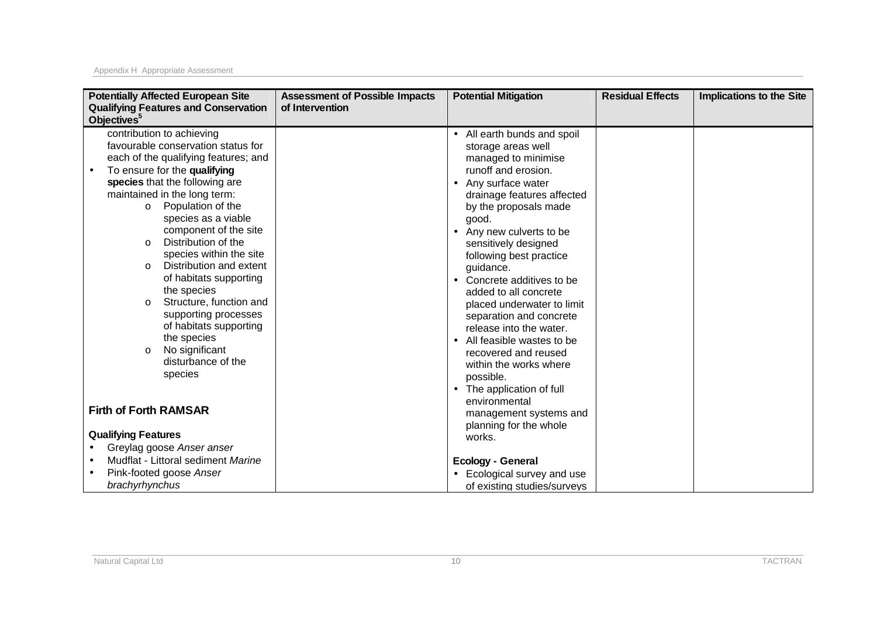| Potentially Affected European Site Qualifying Features and Conservation Objectives[5] | Assessment of Possible Impacts of Intervention | Potential Mitigation | Residual Effects | Implications to the Site |
|---|---|---|---|---|
| contribution to achieving favourable conservation status for each of the qualifying features; and<br>• To ensure for the **qualifying species** that the following are maintained in the long term:<br>  o Population of the species as a viable component of the site<br>  o Distribution of the species within the site<br>  o Distribution and extent of habitats supporting the species<br>  o Structure, function and supporting processes of habitats supporting the species<br>  o No significant disturbance of the species<br><br>**Firth of Forth RAMSAR**<br><br>**Qualifying Features**<br>• Greylag goose *Anser anser*<br>• Mudflat - Littoral sediment *Marine*<br>• Pink-footed goose *Anser brachyrhynchus* | | • All earth bunds and spoil storage areas well managed to minimise runoff and erosion.<br>• Any surface water drainage features affected by the proposals made good.<br>• Any new culverts to be sensitively designed following best practice guidance.<br>• Concrete additives to be added to all concrete placed underwater to limit separation and concrete release into the water.<br>• All feasible wastes to be recovered and reused within the works where possible.<br>• The application of full environmental management systems and planning for the whole works.<br><br>**Ecology - General**<br>• Ecological survey and use of existing studies/surveys | | |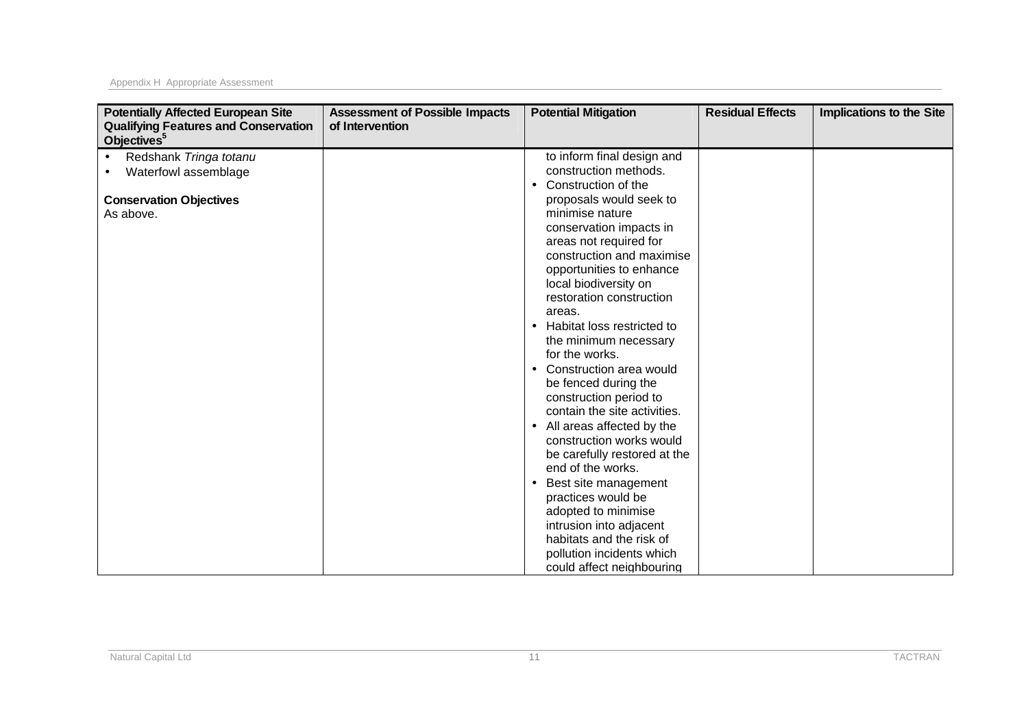| Potentially Affected European Site Qualifying Features and Conservation Objectives[5] | Assessment of Possible Impacts of Intervention | Potential Mitigation | Residual Effects | Implications to the Site |
|---|---|---|---|---|
| • Redshank *Tringa totanu*<br>• Waterfowl assemblage<br><br>**Conservation Objectives**<br>As above. | | to inform final design and construction methods.<br>• Construction of the proposals would seek to minimise nature conservation impacts in areas not required for construction and maximise opportunities to enhance local biodiversity on restoration construction areas.<br>• Habitat loss restricted to the minimum necessary for the works.<br>• Construction area would be fenced during the construction period to contain the site activities.<br>• All areas affected by the construction works would be carefully restored at the end of the works.<br>• Best site management practices would be adopted to minimise intrusion into adjacent habitats and the risk of pollution incidents which could affect neighbouring | | |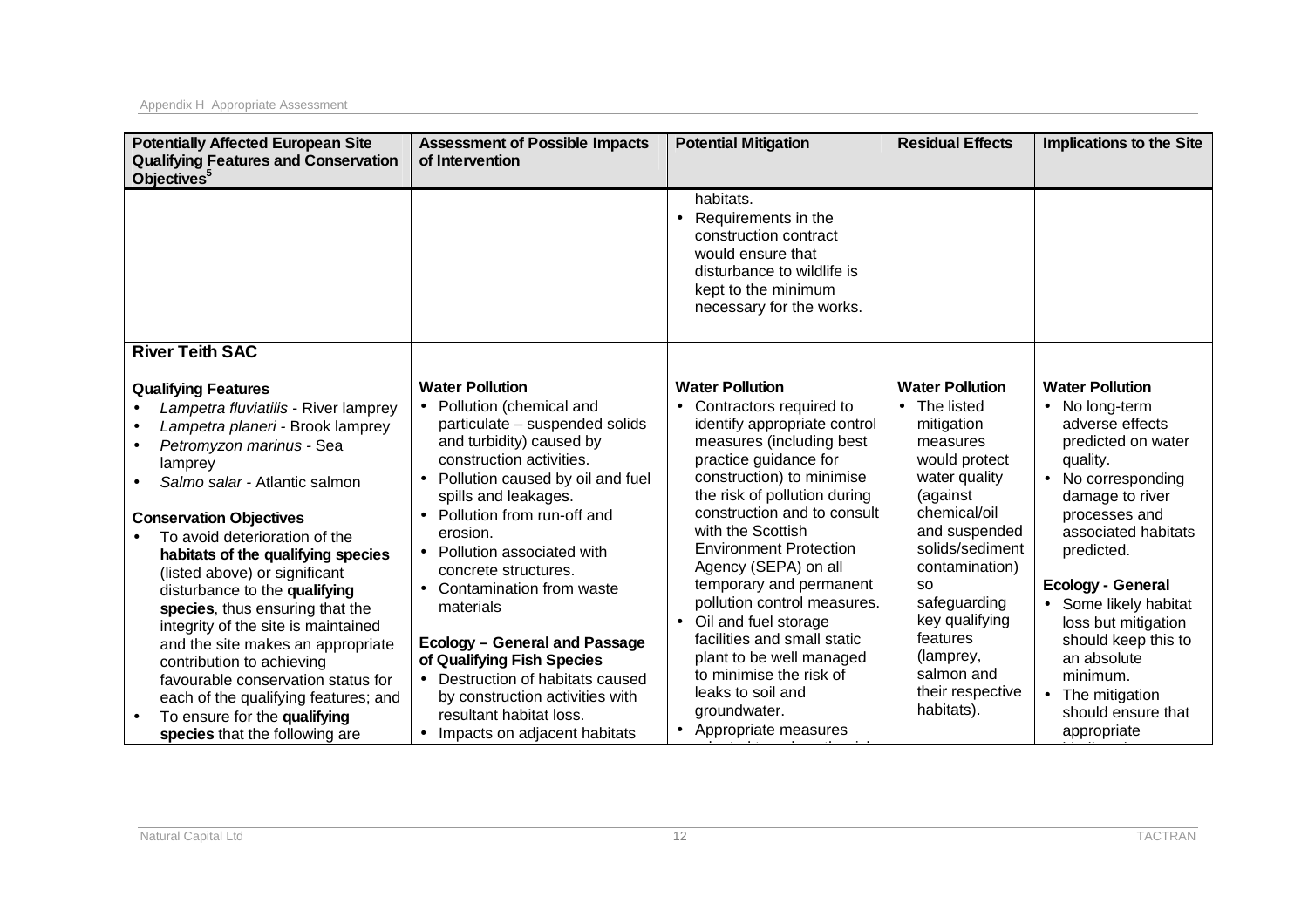| Potentially Affected European Site Qualifying Features and Conservation Objectives[5] | Assessment of Possible Impacts of Intervention | Potential Mitigation | Residual Effects | Implications to the Site |
|---|---|---|---|---|
| | | habitats.<br>• Requirements in the construction contract would ensure that disturbance to wildlife is kept to the minimum necessary for the works. | | |
| **River Teith SAC**<br><br>**Qualifying Features**<br>• *Lampetra fluviatilis* - River lamprey<br>• *Lampetra planeri* - Brook lamprey<br>• *Petromyzon marinus* - Sea lamprey<br>• *Salmo salar* - Atlantic salmon<br><br>**Conservation Objectives**<br>• To avoid deterioration of the **habitats of the qualifying species** (listed above) or significant disturbance to the **qualifying species**, thus ensuring that the integrity of the site is maintained and the site makes an appropriate contribution to achieving favourable conservation status for each of the qualifying features; and<br>• To ensure for the **qualifying species** that the following are | **Water Pollution**<br>• Pollution (chemical and particulate – suspended solids and turbidity) caused by construction activities.<br>• Pollution caused by oil and fuel spills and leakages.<br>• Pollution from run-off and erosion.<br>• Pollution associated with concrete structures.<br>• Contamination from waste materials<br><br>**Ecology – General and Passage of Qualifying Fish Species**<br>• Destruction of habitats caused by construction activities with resultant habitat loss.<br>• Impacts on adjacent habitats | **Water Pollution**<br>• Contractors required to identify appropriate control measures (including best practice guidance for construction) to minimise the risk of pollution during construction and to consult with the Scottish Environment Protection Agency (SEPA) on all temporary and permanent pollution control measures.<br>• Oil and fuel storage facilities and small static plant to be well managed to minimise the risk of leaks to soil and groundwater.<br>• Appropriate measures | **Water Pollution**<br>• The listed mitigation measures would protect water quality (against chemical/oil and suspended solids/sediment contamination) so safeguarding key qualifying features (lamprey, salmon and their respective habitats). | **Water Pollution**<br>• No long-term adverse effects predicted on water quality.<br>• No corresponding damage to river processes and associated habitats predicted.<br><br>**Ecology - General**<br>• Some likely habitat loss but mitigation should keep this to an absolute minimum.<br>• The mitigation should ensure that appropriate |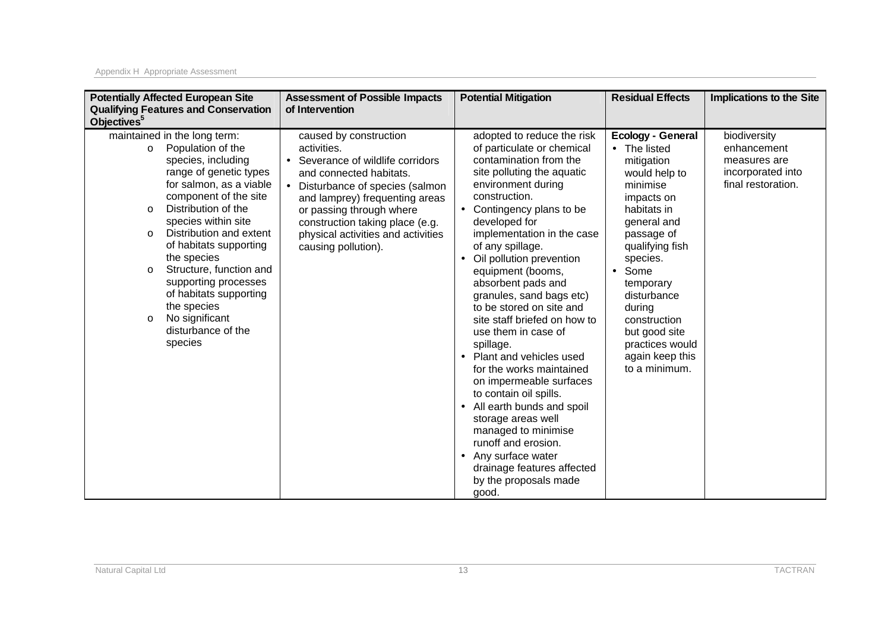| Potentially Affected European Site Qualifying Features and Conservation Objectives[5] | Assessment of Possible Impacts of Intervention | Potential Mitigation | Residual Effects | Implications to the Site |
|---|---|---|---|---|
| maintained in the long term:<br>o Population of the species, including range of genetic types for salmon, as a viable component of the site<br>o Distribution of the species within site<br>o Distribution and extent of habitats supporting the species<br>o Structure, function and supporting processes of habitats supporting the species<br>o No significant disturbance of the species | caused by construction activities.<br>• Severance of wildlife corridors and connected habitats.<br>• Disturbance of species (salmon and lamprey) frequenting areas or passing through where construction taking place (e.g. physical activities and activities causing pollution). | adopted to reduce the risk of particulate or chemical contamination from the site polluting the aquatic environment during construction.<br>• Contingency plans to be developed for implementation in the case of any spillage.<br>• Oil pollution prevention equipment (booms, absorbent pads and granules, sand bags etc) to be stored on site and site staff briefed on how to use them in case of spillage.<br>• Plant and vehicles used for the works maintained on impermeable surfaces to contain oil spills.<br>• All earth bunds and spoil storage areas well managed to minimise runoff and erosion.<br>• Any surface water drainage features affected by the proposals made good. | **Ecology - General**<br>• The listed mitigation would help to minimise impacts on habitats in general and passage of qualifying fish species.<br>• Some temporary disturbance during construction but good site practices would again keep this to a minimum. | biodiversity enhancement measures are incorporated into final restoration. |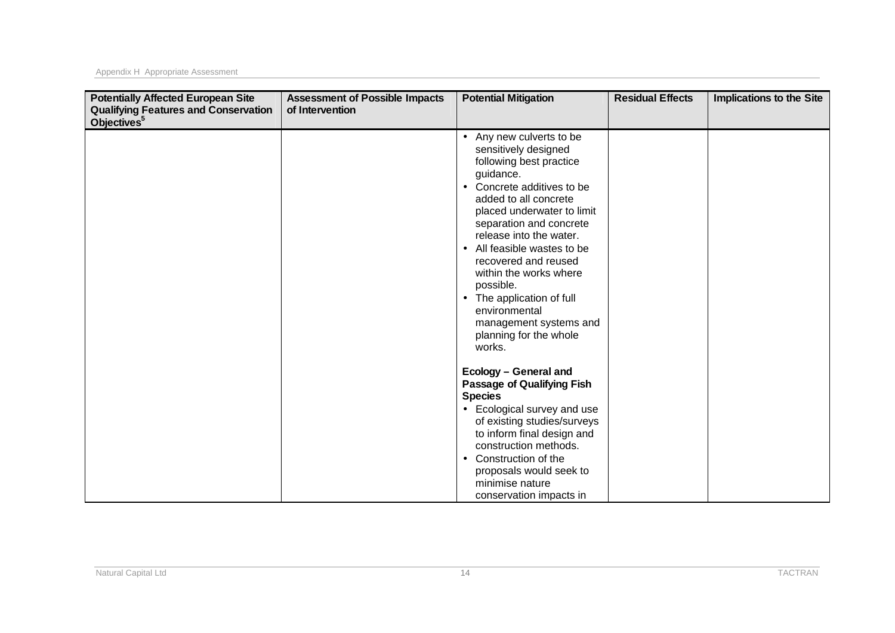| Potentially Affected European Site Qualifying Features and Conservation Objectives[5] | Assessment of Possible Impacts of Intervention | Potential Mitigation | Residual Effects | Implications to the Site |
| --- | --- | --- | --- | --- |
| | | • Any new culverts to be sensitively designed following best practice guidance.<br>• Concrete additives to be added to all concrete placed underwater to limit separation and concrete release into the water.<br>• All feasible wastes to be recovered and reused within the works where possible.<br>• The application of full environmental management systems and planning for the whole works.<br><br>**Ecology – General and Passage of Qualifying Fish Species**<br>• Ecological survey and use of existing studies/surveys to inform final design and construction methods.<br>• Construction of the proposals would seek to minimise nature conservation impacts in | | |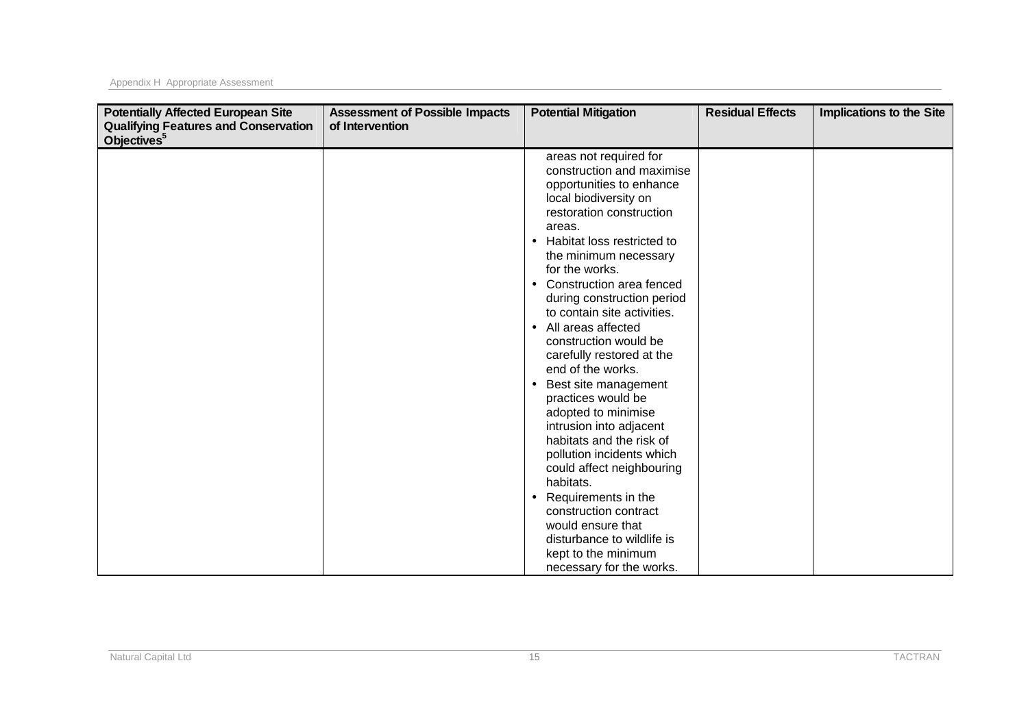| Potentially Affected European Site Qualifying Features and Conservation Objectives[5] | Assessment of Possible Impacts of Intervention | Potential Mitigation | Residual Effects | Implications to the Site |
|---|---|---|---|---|
| | | areas not required for construction and maximise opportunities to enhance local biodiversity on restoration construction areas.<br>• Habitat loss restricted to the minimum necessary for the works.<br>• Construction area fenced during construction period to contain site activities.<br>• All areas affected construction would be carefully restored at the end of the works.<br>• Best site management practices would be adopted to minimise intrusion into adjacent habitats and the risk of pollution incidents which could affect neighbouring habitats.<br>• Requirements in the construction contract would ensure that disturbance to wildlife is kept to the minimum necessary for the works. | | |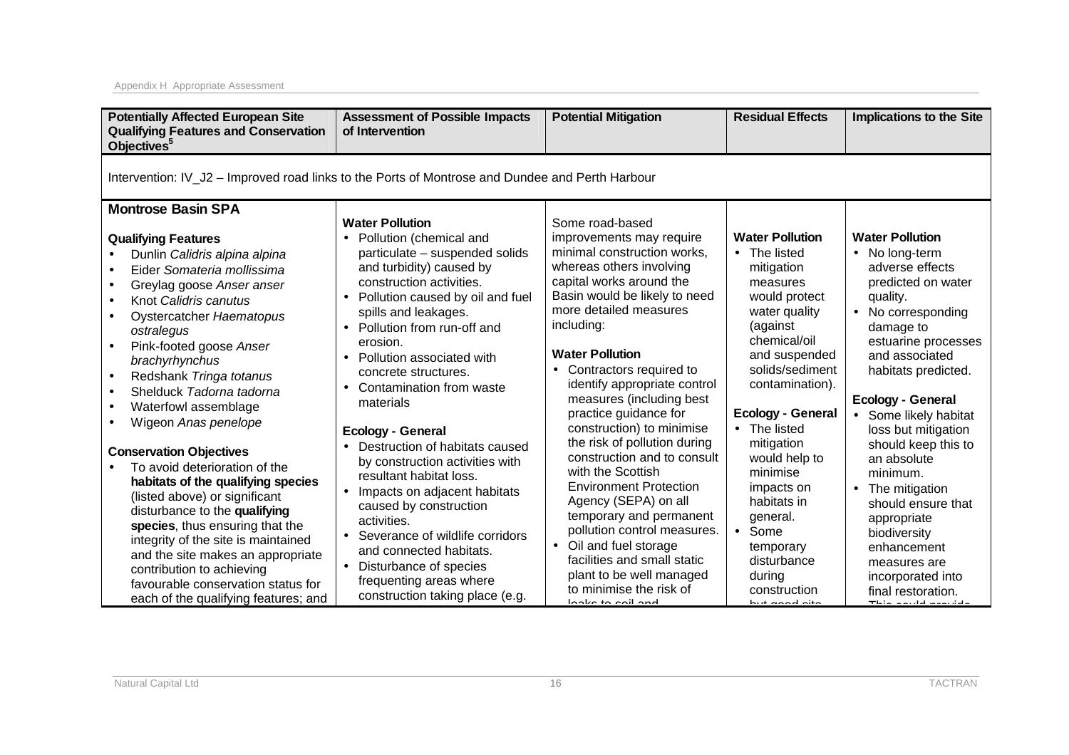| Potentially Affected European Site Qualifying Features and Conservation Objectives[5] | Assessment of Possible Impacts of Intervention | Potential Mitigation | Residual Effects | Implications to the Site |
|---|---|---|---|---|
| Intervention: IV_J2 – Improved road links to the Ports of Montrose and Dundee and Perth Harbour | | | | |
| **Montrose Basin SPA**<br><br>**Qualifying Features**<br>• Dunlin *Calidris alpina alpina*<br>• Eider *Somateria mollissima*<br>• Greylag goose *Anser anser*<br>• Knot *Calidris canutus*<br>• Oystercatcher *Haematopus ostralegus*<br>• Pink-footed goose *Anser brachyrhynchus*<br>• Redshank *Tringa totanus*<br>• Shelduck *Tadorna tadorna*<br>• Waterfowl assemblage<br>• Wigeon *Anas penelope*<br><br>**Conservation Objectives**<br>• To avoid deterioration of the **habitats of the qualifying species** (listed above) or significant disturbance to the **qualifying species**, thus ensuring that the integrity of the site is maintained and the site makes an appropriate contribution to achieving favourable conservation status for each of the qualifying features; and | **Water Pollution**<br>• Pollution (chemical and particulate – suspended solids and turbidity) caused by construction activities.<br>• Pollution caused by oil and fuel spills and leakages.<br>• Pollution from run-off and erosion.<br>• Pollution associated with concrete structures.<br>• Contamination from waste materials<br><br>**Ecology - General**<br>• Destruction of habitats caused by construction activities with resultant habitat loss.<br>• Impacts on adjacent habitats caused by construction activities.<br>• Severance of wildlife corridors and connected habitats.<br>• Disturbance of species frequenting areas where construction taking place (e.g. | Some road-based improvements may require minimal construction works, whereas others involving capital works around the Basin would be likely to need more detailed measures including:<br><br>**Water Pollution**<br>• Contractors required to identify appropriate control measures (including best practice guidance for construction) to minimise the risk of pollution during construction and to consult with the Scottish Environment Protection Agency (SEPA) on all temporary and permanent pollution control measures.<br>• Oil and fuel storage facilities and small static plant to be well managed to minimise the risk of leaks to soil and | **Water Pollution**<br>• The listed mitigation measures would protect water quality (against chemical/oil and suspended solids/sediment contamination).<br><br>**Ecology - General**<br>• The listed mitigation would help to minimise impacts on habitats in general.<br>• Some temporary disturbance during construction but good site | **Water Pollution**<br>• No long-term adverse effects predicted on water quality.<br>• No corresponding damage to estuarine processes and associated habitats predicted.<br><br>**Ecology - General**<br>• Some likely habitat loss but mitigation should keep this to an absolute minimum.<br>• The mitigation should ensure that appropriate biodiversity enhancement measures are incorporated into final restoration. This could provide |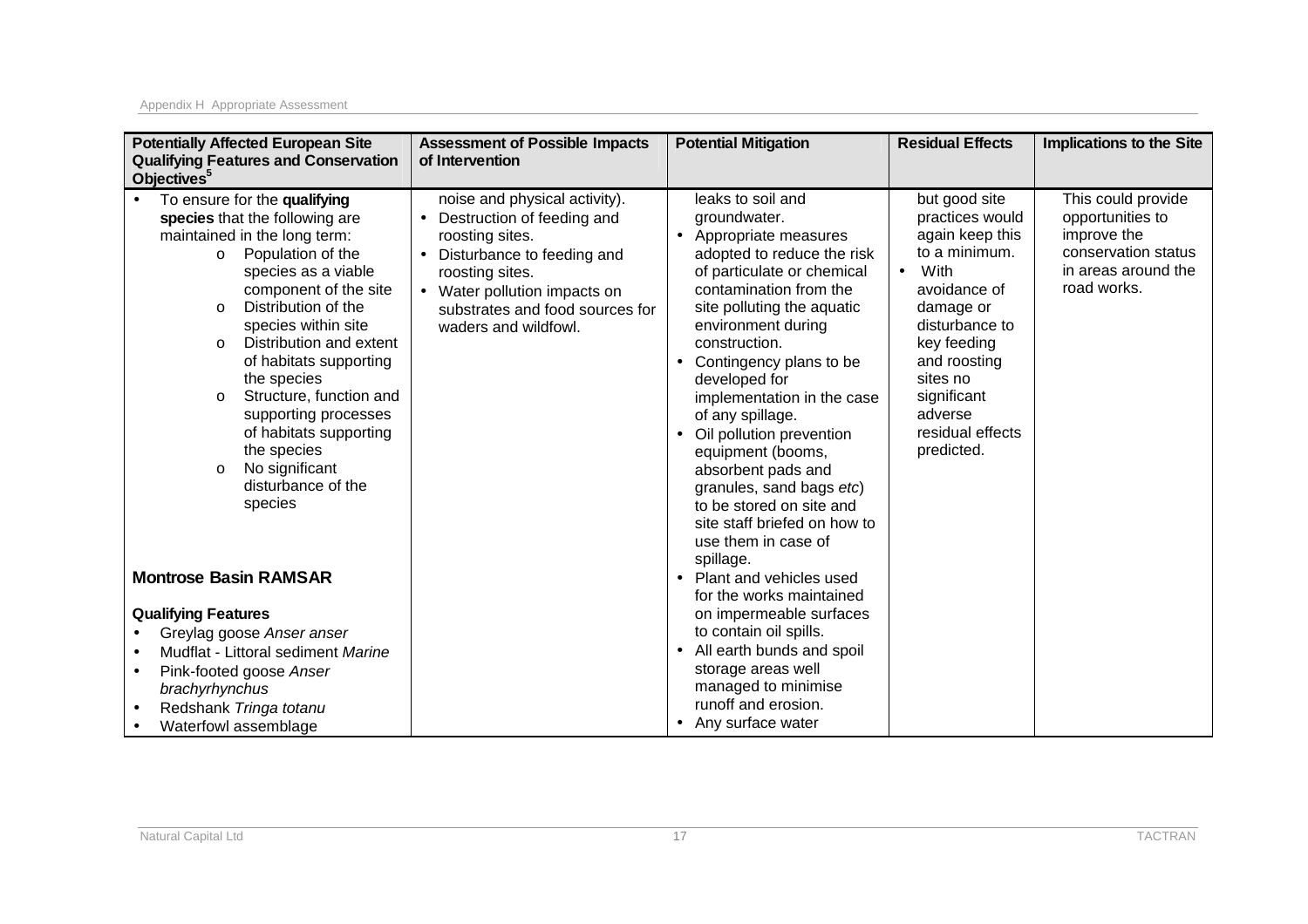| Potentially Affected European Site Qualifying Features and Conservation Objectives[5] | Assessment of Possible Impacts of Intervention | Potential Mitigation | Residual Effects | Implications to the Site |
|---|---|---|---|---|
| • To ensure for the **qualifying species** that the following are maintained in the long term:<br>o Population of the species as a viable component of the site<br>o Distribution of the species within site<br>o Distribution and extent of habitats supporting the species<br>o Structure, function and supporting processes of habitats supporting the species<br>o No significant disturbance of the species<br><br>**Montrose Basin RAMSAR**<br><br>**Qualifying Features**<br>• Greylag goose *Anser anser*<br>• Mudflat - Littoral sediment *Marine*<br>• Pink-footed goose *Anser brachyrhynchus*<br>• Redshank *Tringa totanu*<br>• Waterfowl assemblage | noise and physical activity).<br>• Destruction of feeding and roosting sites.<br>• Disturbance to feeding and roosting sites.<br>• Water pollution impacts on substrates and food sources for waders and wildfowl. | leaks to soil and groundwater.<br>• Appropriate measures adopted to reduce the risk of particulate or chemical contamination from the site polluting the aquatic environment during construction.<br>• Contingency plans to be developed for implementation in the case of any spillage.<br>• Oil pollution prevention equipment (booms, absorbent pads and granules, sand bags *etc*) to be stored on site and site staff briefed on how to use them in case of spillage.<br>• Plant and vehicles used for the works maintained on impermeable surfaces to contain oil spills.<br>• All earth bunds and spoil storage areas well managed to minimise runoff and erosion.<br>• Any surface water | but good site practices would again keep this to a minimum.<br>• With avoidance of damage or disturbance to key feeding and roosting sites no significant adverse residual effects predicted. | This could provide opportunities to improve the conservation status in areas around the road works. |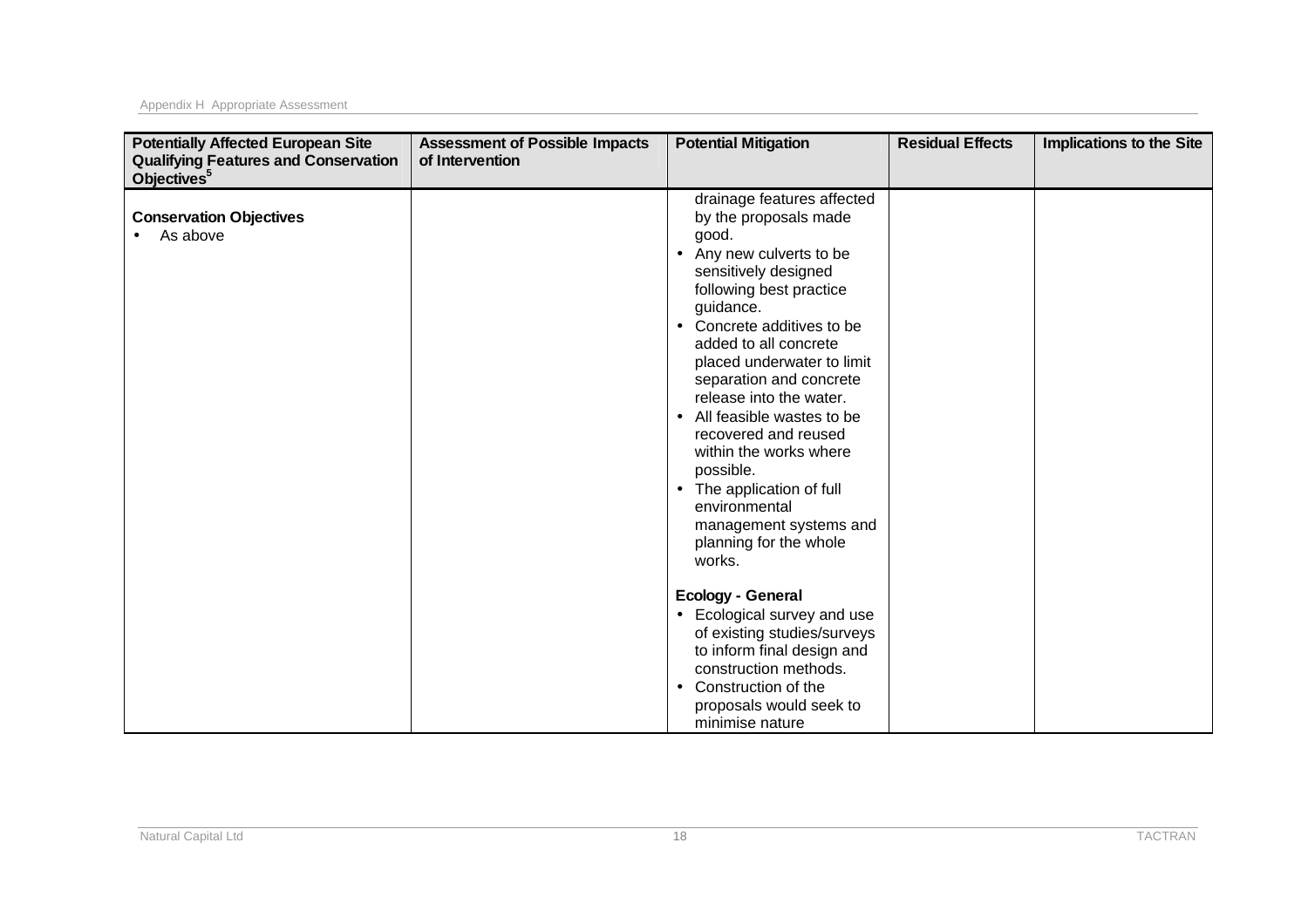| Potentially Affected European Site Qualifying Features and Conservation Objectives[5] | Assessment of Possible Impacts of Intervention | Potential Mitigation | Residual Effects | Implications to the Site |
|---|---|---|---|---|
| **Conservation Objectives**<br>• As above | | drainage features affected by the proposals made good.<br>• Any new culverts to be sensitively designed following best practice guidance.<br>• Concrete additives to be added to all concrete placed underwater to limit separation and concrete release into the water.<br>• All feasible wastes to be recovered and reused within the works where possible.<br>• The application of full environmental management systems and planning for the whole works.<br><br>**Ecology - General**<br>• Ecological survey and use of existing studies/surveys to inform final design and construction methods.<br>• Construction of the proposals would seek to minimise nature | | |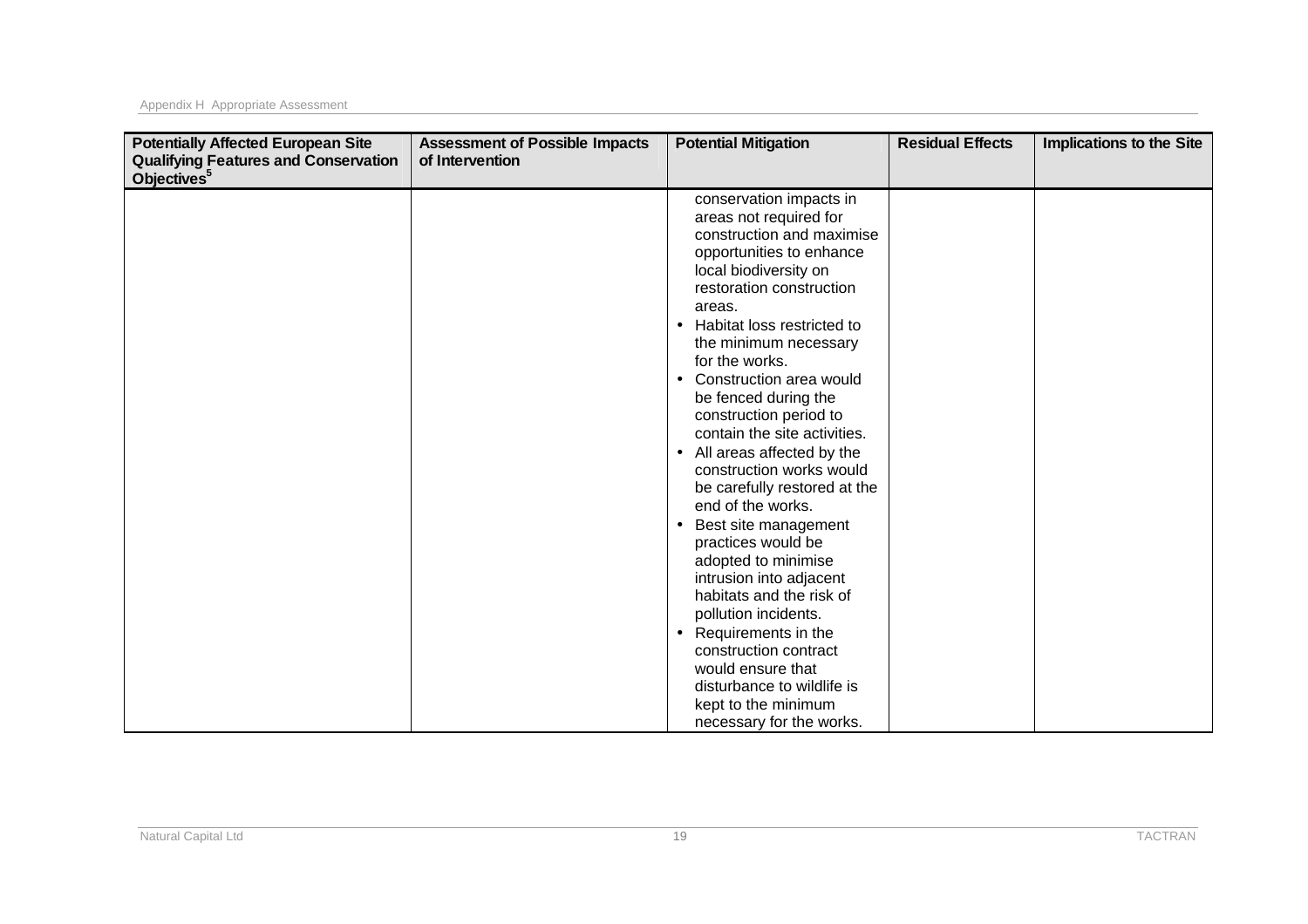| Potentially Affected European Site Qualifying Features and Conservation Objectives[5] | Assessment of Possible Impacts of Intervention | Potential Mitigation | Residual Effects | Implications to the Site |
|---|---|---|---|---|
| | | conservation impacts in areas not required for construction and maximise opportunities to enhance local biodiversity on restoration construction areas.<br>• Habitat loss restricted to the minimum necessary for the works.<br>• Construction area would be fenced during the construction period to contain the site activities.<br>• All areas affected by the construction works would be carefully restored at the end of the works.<br>• Best site management practices would be adopted to minimise intrusion into adjacent habitats and the risk of pollution incidents.<br>• Requirements in the construction contract would ensure that disturbance to wildlife is kept to the minimum necessary for the works. | | |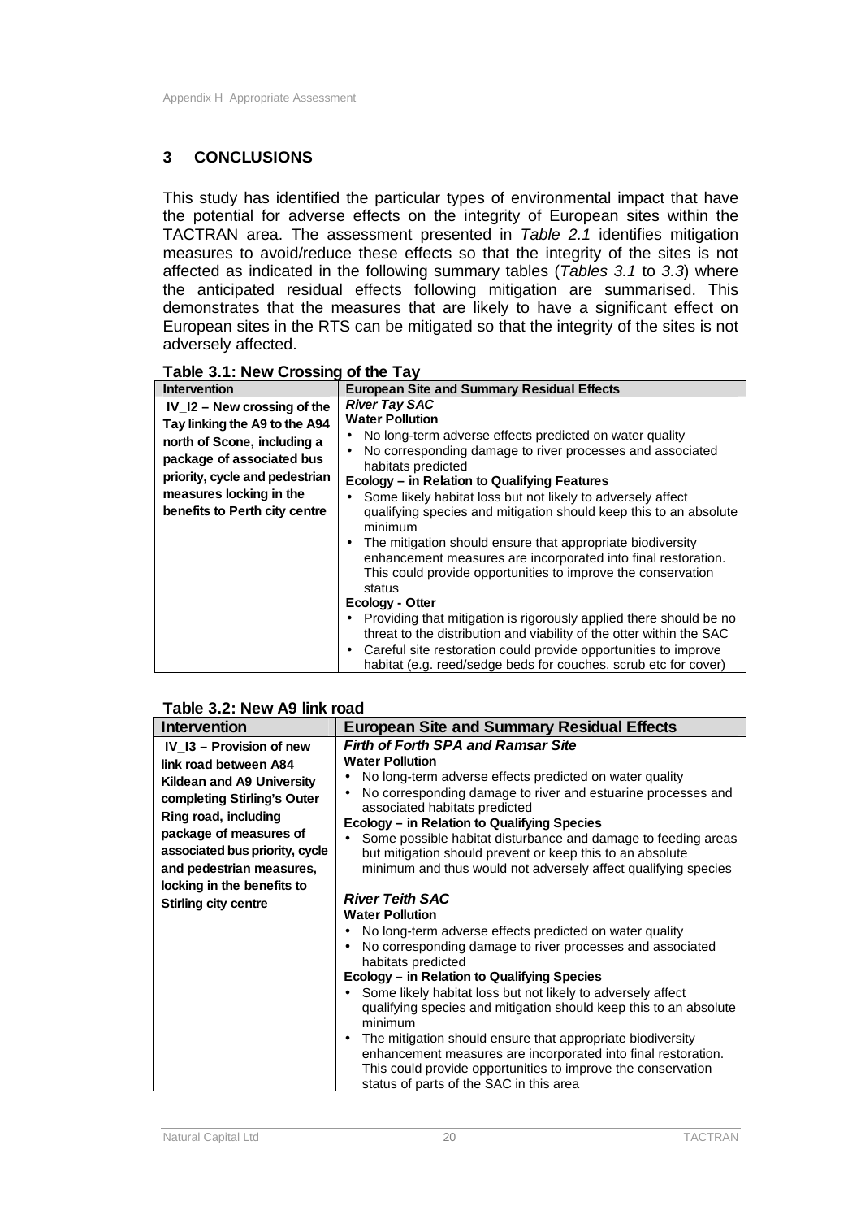## 3 CONCLUSIONS

This study has identified the particular types of environmental impact that have the potential for adverse effects on the integrity of European sites within the TACTRAN area. The assessment presented in *Table 2.1* identifies mitigation measures to avoid/reduce these effects so that the integrity of the sites is not affected as indicated in the following summary tables (*Tables 3.1* to *3.3*) where the anticipated residual effects following mitigation are summarised. This demonstrates that the measures that are likely to have a significant effect on European sites in the RTS can be mitigated so that the integrity of the sites is not adversely affected.

**Table 3.1: New Crossing of the Tay**

| Intervention | European Site and Summary Residual Effects |
|---|---|
| **IV_I2 – New crossing of the Tay linking the A9 to the A94 north of Scone, including a package of associated bus priority, cycle and pedestrian measures locking in the benefits to Perth city centre** | ***River Tay SAC*** <br> **Water Pollution** <br> • No long-term adverse effects predicted on water quality <br> • No corresponding damage to river processes and associated habitats predicted <br> **Ecology – in Relation to Qualifying Features** <br> • Some likely habitat loss but not likely to adversely affect qualifying species and mitigation should keep this to an absolute minimum <br> • The mitigation should ensure that appropriate biodiversity enhancement measures are incorporated into final restoration. This could provide opportunities to improve the conservation status <br> **Ecology - Otter** <br> • Providing that mitigation is rigorously applied there should be no threat to the distribution and viability of the otter within the SAC <br> • Careful site restoration could provide opportunities to improve habitat (e.g. reed/sedge beds for couches, scrub etc for cover) |

**Table 3.2: New A9 link road**

| Intervention | European Site and Summary Residual Effects |
|---|---|
| **IV_I3 – Provision of new link road between A84 Kildean and A9 University completing Stirling's Outer Ring road, including package of measures of associated bus priority, cycle and pedestrian measures, locking in the benefits to Stirling city centre** | ***Firth of Forth SPA and Ramsar Site*** <br> **Water Pollution** <br> • No long-term adverse effects predicted on water quality <br> • No corresponding damage to river and estuarine processes and associated habitats predicted <br> **Ecology – in Relation to Qualifying Species** <br> • Some possible habitat disturbance and damage to feeding areas but mitigation should prevent or keep this to an absolute minimum and thus would not adversely affect qualifying species <br><br> ***River Teith SAC*** <br> **Water Pollution** <br> • No long-term adverse effects predicted on water quality <br> • No corresponding damage to river processes and associated habitats predicted <br> **Ecology – in Relation to Qualifying Species** <br> • Some likely habitat loss but not likely to adversely affect qualifying species and mitigation should keep this to an absolute minimum <br> • The mitigation should ensure that appropriate biodiversity enhancement measures are incorporated into final restoration. This could provide opportunities to improve the conservation status of parts of the SAC in this area |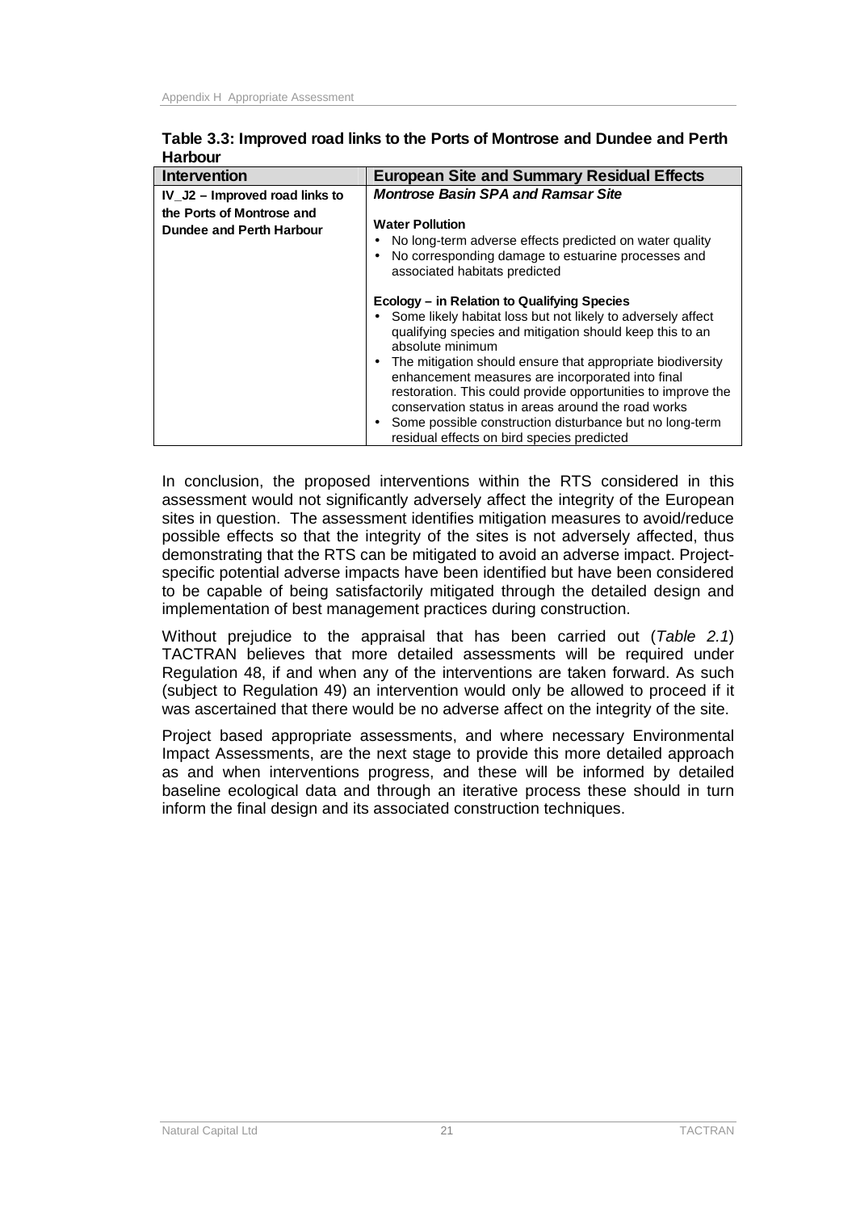**Table 3.3: Improved road links to the Ports of Montrose and Dundee and Perth Harbour**

| Intervention | European Site and Summary Residual Effects |
|---|---|
| **IV_J2 – Improved road links to the Ports of Montrose and Dundee and Perth Harbour** | ***Montrose Basin SPA and Ramsar Site***<br><br>**Water Pollution**<br>• No long-term adverse effects predicted on water quality<br>• No corresponding damage to estuarine processes and associated habitats predicted<br><br>**Ecology – in Relation to Qualifying Species**<br>• Some likely habitat loss but not likely to adversely affect qualifying species and mitigation should keep this to an absolute minimum<br>• The mitigation should ensure that appropriate biodiversity enhancement measures are incorporated into final restoration. This could provide opportunities to improve the conservation status in areas around the road works<br>• Some possible construction disturbance but no long-term residual effects on bird species predicted |

In conclusion, the proposed interventions within the RTS considered in this assessment would not significantly adversely affect the integrity of the European sites in question. The assessment identifies mitigation measures to avoid/reduce possible effects so that the integrity of the sites is not adversely affected, thus demonstrating that the RTS can be mitigated to avoid an adverse impact. Project-specific potential adverse impacts have been identified but have been considered to be capable of being satisfactorily mitigated through the detailed design and implementation of best management practices during construction.

Without prejudice to the appraisal that has been carried out (*Table 2.1*) TACTRAN believes that more detailed assessments will be required under Regulation 48, if and when any of the interventions are taken forward. As such (subject to Regulation 49) an intervention would only be allowed to proceed if it was ascertained that there would be no adverse affect on the integrity of the site.

Project based appropriate assessments, and where necessary Environmental Impact Assessments, are the next stage to provide this more detailed approach as and when interventions progress, and these will be informed by detailed baseline ecological data and through an iterative process these should in turn inform the final design and its associated construction techniques.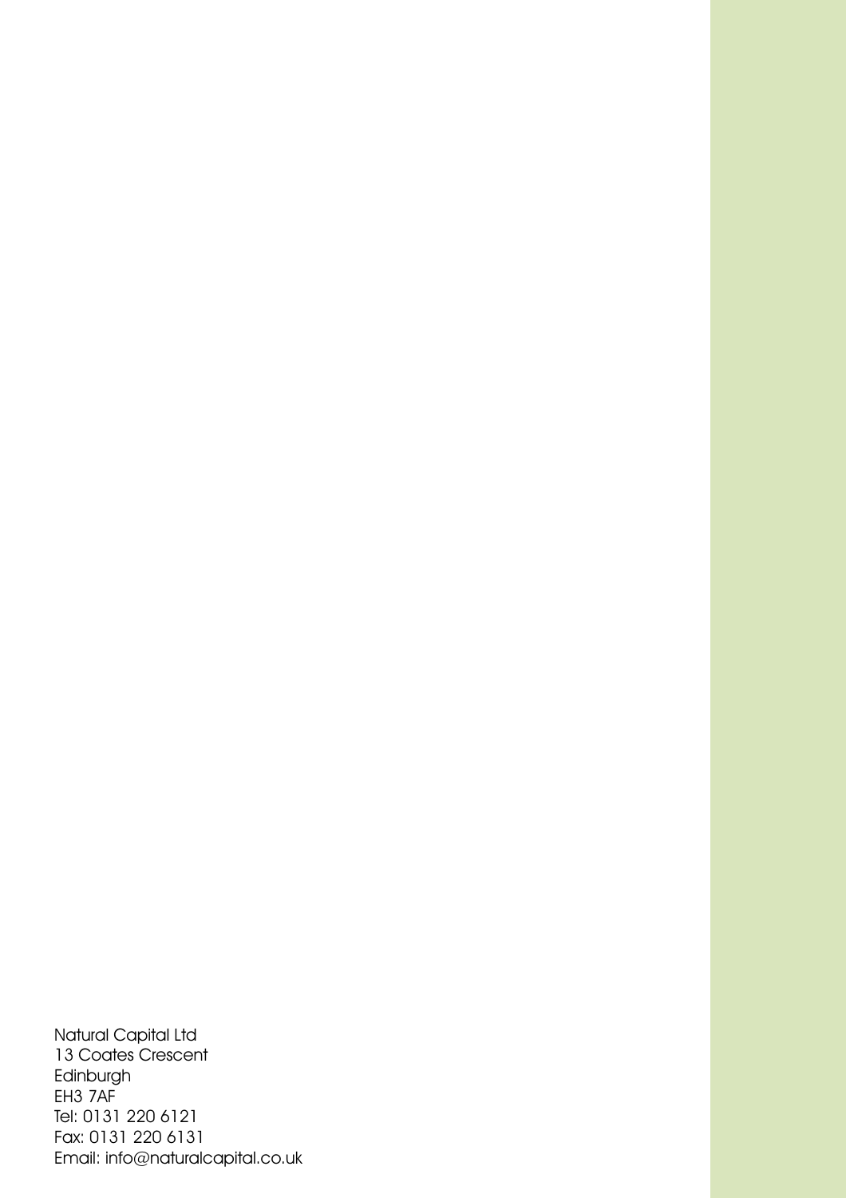Natural Capital Ltd
13 Coates Crescent
Edinburgh
EH3 7AF
Tel: 0131 220 6121
Fax: 0131 220 6131
Email: info@naturalcapital.co.uk